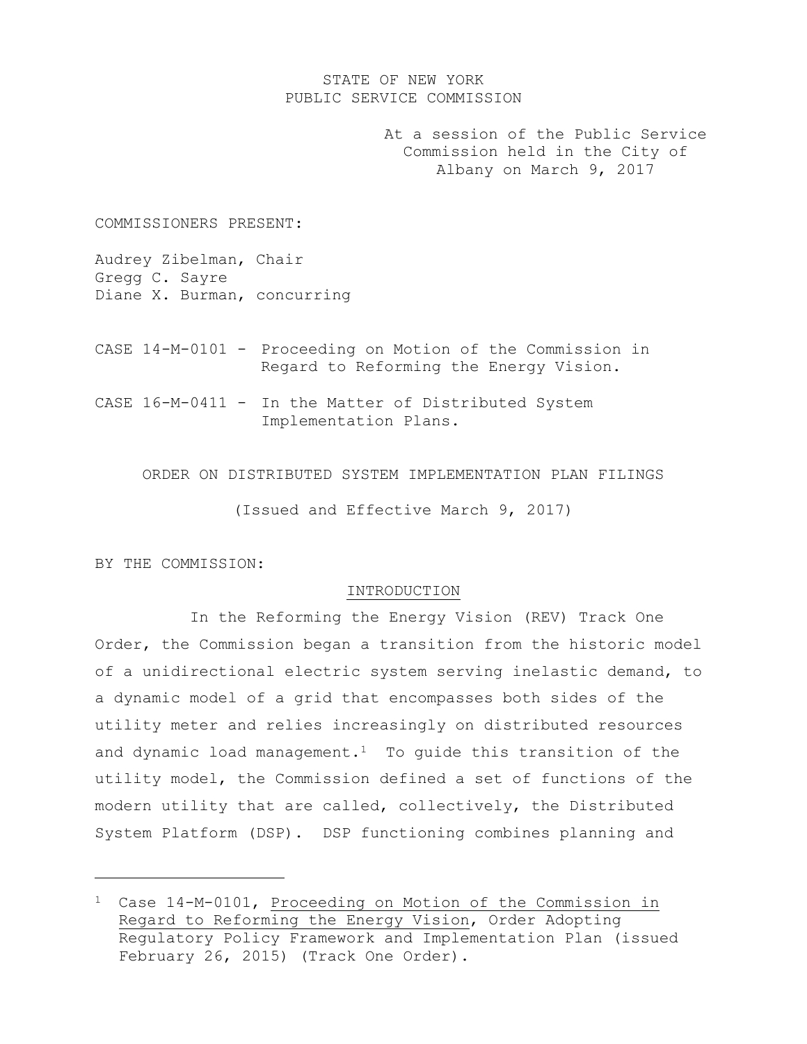STATE OF NEW YORK
PUBLIC SERVICE COMMISSION

At a session of the Public Service Commission held in the City of Albany on March 9, 2017

COMMISSIONERS PRESENT:

Audrey Zibelman, Chair
Gregg C. Sayre
Diane X. Burman, concurring

CASE 14-M-0101 - Proceeding on Motion of the Commission in Regard to Reforming the Energy Vision.

CASE 16-M-0411 - In the Matter of Distributed System Implementation Plans.

ORDER ON DISTRIBUTED SYSTEM IMPLEMENTATION PLAN FILINGS

(Issued and Effective March 9, 2017)

BY THE COMMISSION:

## INTRODUCTION

In the Reforming the Energy Vision (REV) Track One Order, the Commission began a transition from the historic model of a unidirectional electric system serving inelastic demand, to a dynamic model of a grid that encompasses both sides of the utility meter and relies increasingly on distributed resources and dynamic load management.[1] To guide this transition of the utility model, the Commission defined a set of functions of the modern utility that are called, collectively, the Distributed System Platform (DSP). DSP functioning combines planning and

---

[1] Case 14-M-0101, Proceeding on Motion of the Commission in Regard to Reforming the Energy Vision, Order Adopting Regulatory Policy Framework and Implementation Plan (issued February 26, 2015) (Track One Order).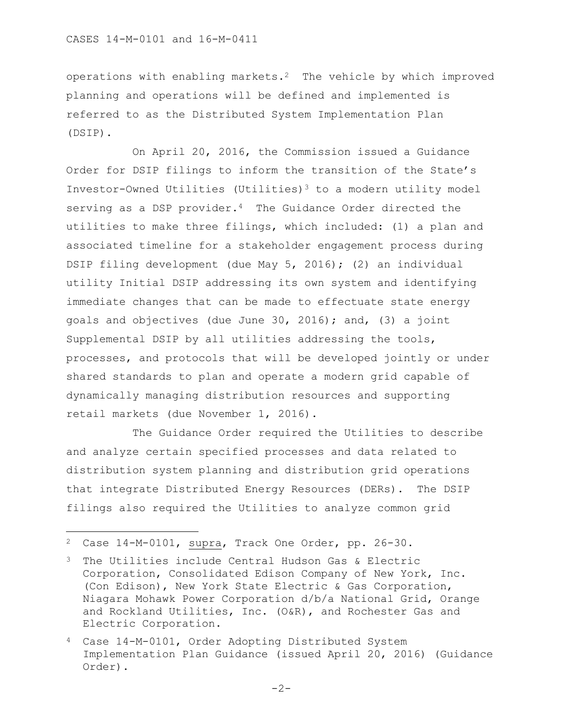operations with enabling markets.[2] The vehicle by which improved planning and operations will be defined and implemented is referred to as the Distributed System Implementation Plan (DSIP).

On April 20, 2016, the Commission issued a Guidance Order for DSIP filings to inform the transition of the State's Investor-Owned Utilities (Utilities)[3] to a modern utility model serving as a DSP provider.[4] The Guidance Order directed the utilities to make three filings, which included: (1) a plan and associated timeline for a stakeholder engagement process during DSIP filing development (due May 5, 2016); (2) an individual utility Initial DSIP addressing its own system and identifying immediate changes that can be made to effectuate state energy goals and objectives (due June 30, 2016); and, (3) a joint Supplemental DSIP by all utilities addressing the tools, processes, and protocols that will be developed jointly or under shared standards to plan and operate a modern grid capable of dynamically managing distribution resources and supporting retail markets (due November 1, 2016).

The Guidance Order required the Utilities to describe and analyze certain specified processes and data related to distribution system planning and distribution grid operations that integrate Distributed Energy Resources (DERs). The DSIP filings also required the Utilities to analyze common grid

---

[2] Case 14-M-0101, supra, Track One Order, pp. 26-30.

[3] The Utilities include Central Hudson Gas & Electric Corporation, Consolidated Edison Company of New York, Inc. (Con Edison), New York State Electric & Gas Corporation, Niagara Mohawk Power Corporation d/b/a National Grid, Orange and Rockland Utilities, Inc. (O&R), and Rochester Gas and Electric Corporation.

[4] Case 14-M-0101, Order Adopting Distributed System Implementation Plan Guidance (issued April 20, 2016) (Guidance Order).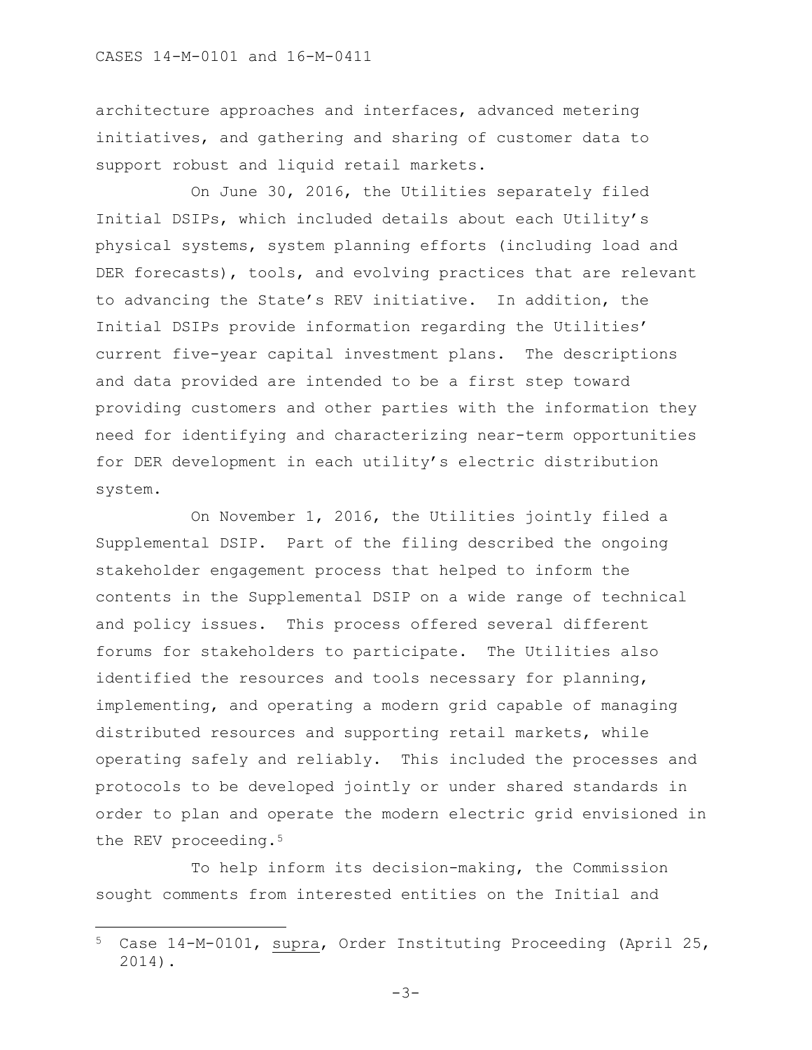architecture approaches and interfaces, advanced metering initiatives, and gathering and sharing of customer data to support robust and liquid retail markets.

On June 30, 2016, the Utilities separately filed Initial DSIPs, which included details about each Utility's physical systems, system planning efforts (including load and DER forecasts), tools, and evolving practices that are relevant to advancing the State's REV initiative. In addition, the Initial DSIPs provide information regarding the Utilities' current five-year capital investment plans. The descriptions and data provided are intended to be a first step toward providing customers and other parties with the information they need for identifying and characterizing near-term opportunities for DER development in each utility's electric distribution system.

On November 1, 2016, the Utilities jointly filed a Supplemental DSIP. Part of the filing described the ongoing stakeholder engagement process that helped to inform the contents in the Supplemental DSIP on a wide range of technical and policy issues. This process offered several different forums for stakeholders to participate. The Utilities also identified the resources and tools necessary for planning, implementing, and operating a modern grid capable of managing distributed resources and supporting retail markets, while operating safely and reliably. This included the processes and protocols to be developed jointly or under shared standards in order to plan and operate the modern electric grid envisioned in the REV proceeding.[5]

To help inform its decision-making, the Commission sought comments from interested entities on the Initial and

---

[5] Case 14-M-0101, supra, Order Instituting Proceeding (April 25, 2014).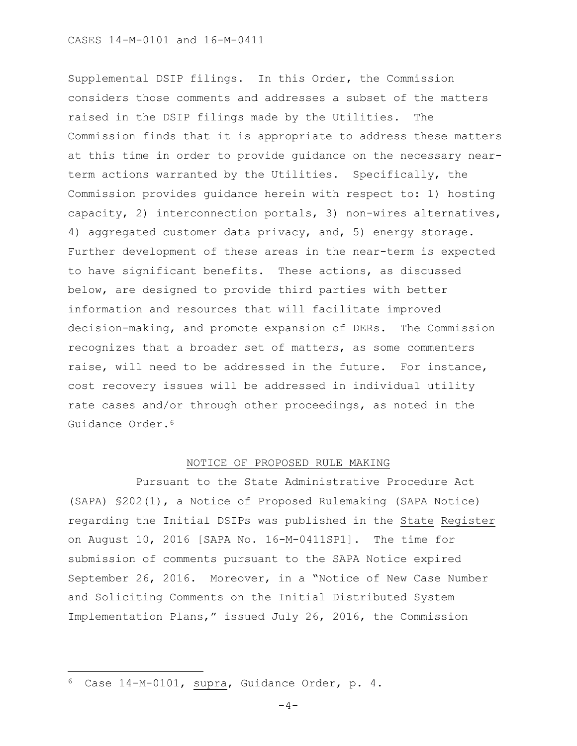Supplemental DSIP filings. In this Order, the Commission considers those comments and addresses a subset of the matters raised in the DSIP filings made by the Utilities. The Commission finds that it is appropriate to address these matters at this time in order to provide guidance on the necessary near-term actions warranted by the Utilities. Specifically, the Commission provides guidance herein with respect to: 1) hosting capacity, 2) interconnection portals, 3) non-wires alternatives, 4) aggregated customer data privacy, and, 5) energy storage. Further development of these areas in the near-term is expected to have significant benefits. These actions, as discussed below, are designed to provide third parties with better information and resources that will facilitate improved decision-making, and promote expansion of DERs. The Commission recognizes that a broader set of matters, as some commenters raise, will need to be addressed in the future. For instance, cost recovery issues will be addressed in individual utility rate cases and/or through other proceedings, as noted in the Guidance Order.[6]

## NOTICE OF PROPOSED RULE MAKING

Pursuant to the State Administrative Procedure Act (SAPA) §202(1), a Notice of Proposed Rulemaking (SAPA Notice) regarding the Initial DSIPs was published in the State Register on August 10, 2016 [SAPA No. 16-M-0411SP1]. The time for submission of comments pursuant to the SAPA Notice expired September 26, 2016. Moreover, in a "Notice of New Case Number and Soliciting Comments on the Initial Distributed System Implementation Plans," issued July 26, 2016, the Commission

---

[6] Case 14-M-0101, supra, Guidance Order, p. 4.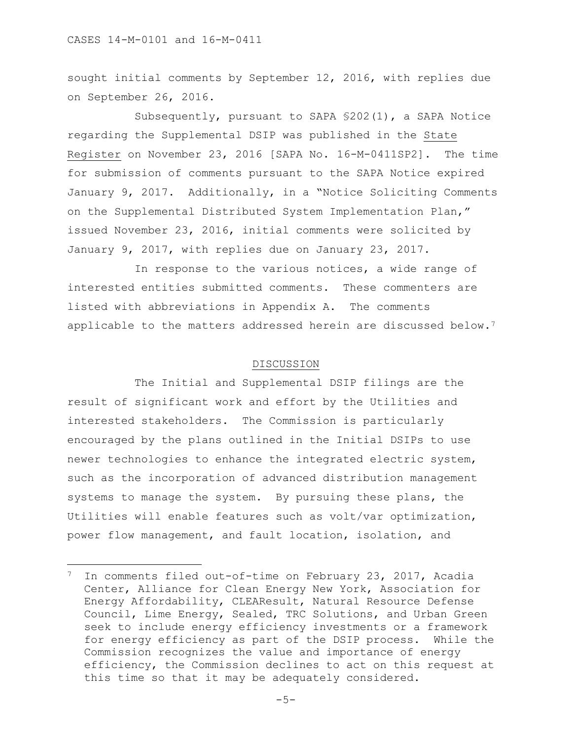sought initial comments by September 12, 2016, with replies due on September 26, 2016.

Subsequently, pursuant to SAPA §202(1), a SAPA Notice regarding the Supplemental DSIP was published in the State Register on November 23, 2016 [SAPA No. 16-M-0411SP2]. The time for submission of comments pursuant to the SAPA Notice expired January 9, 2017. Additionally, in a "Notice Soliciting Comments on the Supplemental Distributed System Implementation Plan," issued November 23, 2016, initial comments were solicited by January 9, 2017, with replies due on January 23, 2017.

In response to the various notices, a wide range of interested entities submitted comments. These commenters are listed with abbreviations in Appendix A. The comments applicable to the matters addressed herein are discussed below.[7]

## DISCUSSION

The Initial and Supplemental DSIP filings are the result of significant work and effort by the Utilities and interested stakeholders. The Commission is particularly encouraged by the plans outlined in the Initial DSIPs to use newer technologies to enhance the integrated electric system, such as the incorporation of advanced distribution management systems to manage the system. By pursuing these plans, the Utilities will enable features such as volt/var optimization, power flow management, and fault location, isolation, and

---

[7] In comments filed out-of-time on February 23, 2017, Acadia Center, Alliance for Clean Energy New York, Association for Energy Affordability, CLEAResult, Natural Resource Defense Council, Lime Energy, Sealed, TRC Solutions, and Urban Green seek to include energy efficiency investments or a framework for energy efficiency as part of the DSIP process. While the Commission recognizes the value and importance of energy efficiency, the Commission declines to act on this request at this time so that it may be adequately considered.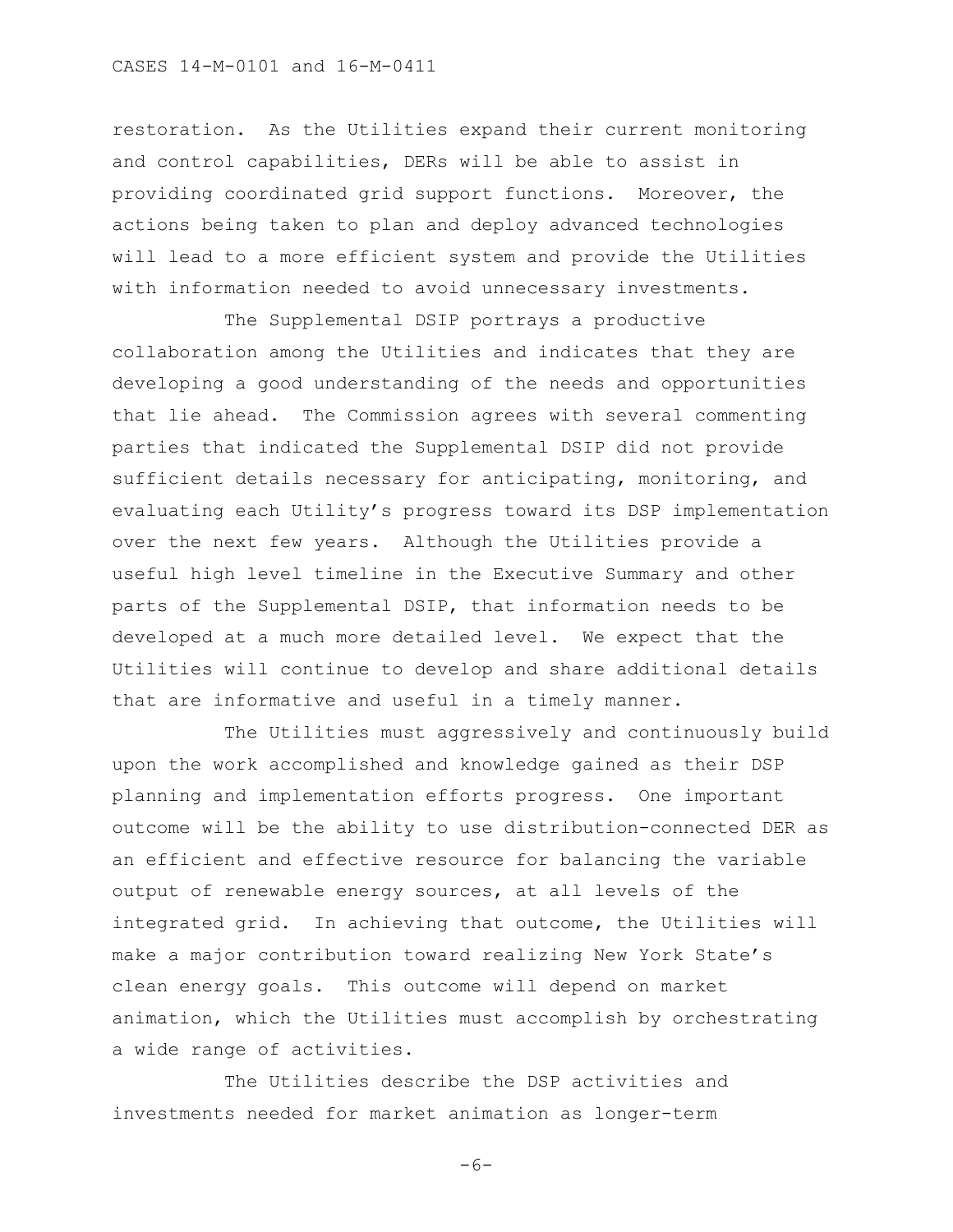restoration. As the Utilities expand their current monitoring and control capabilities, DERs will be able to assist in providing coordinated grid support functions. Moreover, the actions being taken to plan and deploy advanced technologies will lead to a more efficient system and provide the Utilities with information needed to avoid unnecessary investments.

The Supplemental DSIP portrays a productive collaboration among the Utilities and indicates that they are developing a good understanding of the needs and opportunities that lie ahead. The Commission agrees with several commenting parties that indicated the Supplemental DSIP did not provide sufficient details necessary for anticipating, monitoring, and evaluating each Utility's progress toward its DSP implementation over the next few years. Although the Utilities provide a useful high level timeline in the Executive Summary and other parts of the Supplemental DSIP, that information needs to be developed at a much more detailed level. We expect that the Utilities will continue to develop and share additional details that are informative and useful in a timely manner.

The Utilities must aggressively and continuously build upon the work accomplished and knowledge gained as their DSP planning and implementation efforts progress. One important outcome will be the ability to use distribution-connected DER as an efficient and effective resource for balancing the variable output of renewable energy sources, at all levels of the integrated grid. In achieving that outcome, the Utilities will make a major contribution toward realizing New York State's clean energy goals. This outcome will depend on market animation, which the Utilities must accomplish by orchestrating a wide range of activities.

The Utilities describe the DSP activities and investments needed for market animation as longer-term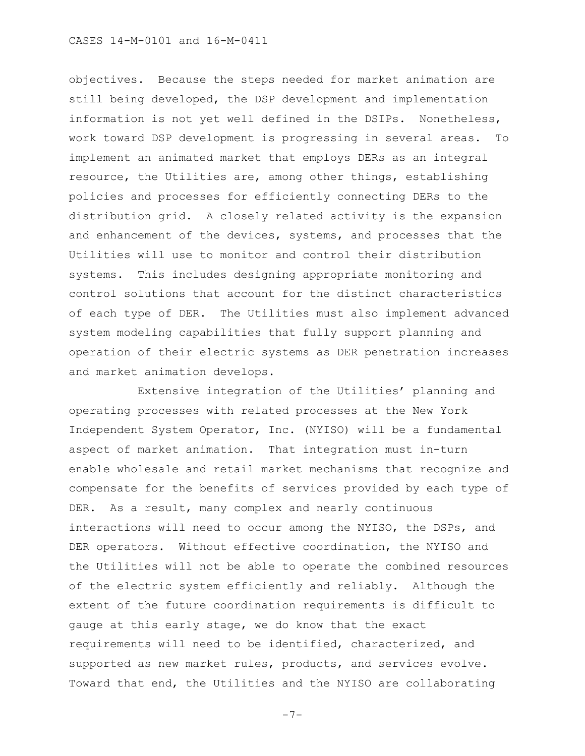objectives. Because the steps needed for market animation are still being developed, the DSP development and implementation information is not yet well defined in the DSIPs. Nonetheless, work toward DSP development is progressing in several areas. To implement an animated market that employs DERs as an integral resource, the Utilities are, among other things, establishing policies and processes for efficiently connecting DERs to the distribution grid. A closely related activity is the expansion and enhancement of the devices, systems, and processes that the Utilities will use to monitor and control their distribution systems. This includes designing appropriate monitoring and control solutions that account for the distinct characteristics of each type of DER. The Utilities must also implement advanced system modeling capabilities that fully support planning and operation of their electric systems as DER penetration increases and market animation develops.

Extensive integration of the Utilities' planning and operating processes with related processes at the New York Independent System Operator, Inc. (NYISO) will be a fundamental aspect of market animation. That integration must in-turn enable wholesale and retail market mechanisms that recognize and compensate for the benefits of services provided by each type of DER. As a result, many complex and nearly continuous interactions will need to occur among the NYISO, the DSPs, and DER operators. Without effective coordination, the NYISO and the Utilities will not be able to operate the combined resources of the electric system efficiently and reliably. Although the extent of the future coordination requirements is difficult to gauge at this early stage, we do know that the exact requirements will need to be identified, characterized, and supported as new market rules, products, and services evolve. Toward that end, the Utilities and the NYISO are collaborating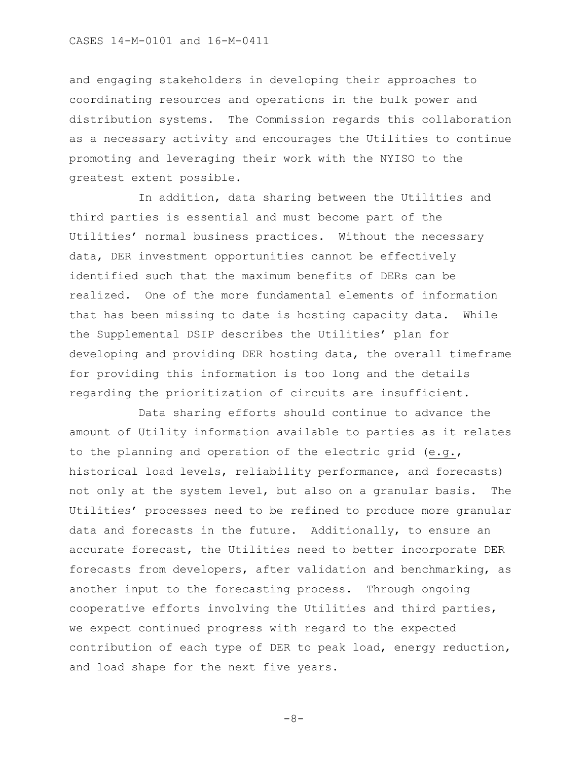and engaging stakeholders in developing their approaches to coordinating resources and operations in the bulk power and distribution systems. The Commission regards this collaboration as a necessary activity and encourages the Utilities to continue promoting and leveraging their work with the NYISO to the greatest extent possible.

In addition, data sharing between the Utilities and third parties is essential and must become part of the Utilities' normal business practices. Without the necessary data, DER investment opportunities cannot be effectively identified such that the maximum benefits of DERs can be realized. One of the more fundamental elements of information that has been missing to date is hosting capacity data. While the Supplemental DSIP describes the Utilities' plan for developing and providing DER hosting data, the overall timeframe for providing this information is too long and the details regarding the prioritization of circuits are insufficient.

Data sharing efforts should continue to advance the amount of Utility information available to parties as it relates to the planning and operation of the electric grid (e.g., historical load levels, reliability performance, and forecasts) not only at the system level, but also on a granular basis. The Utilities' processes need to be refined to produce more granular data and forecasts in the future. Additionally, to ensure an accurate forecast, the Utilities need to better incorporate DER forecasts from developers, after validation and benchmarking, as another input to the forecasting process. Through ongoing cooperative efforts involving the Utilities and third parties, we expect continued progress with regard to the expected contribution of each type of DER to peak load, energy reduction, and load shape for the next five years.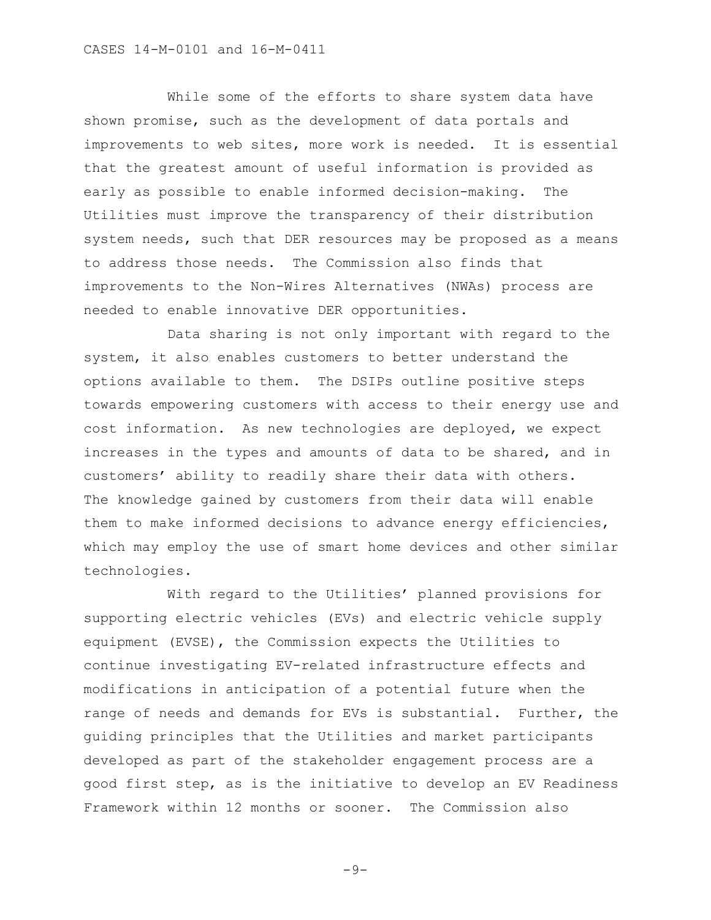While some of the efforts to share system data have shown promise, such as the development of data portals and improvements to web sites, more work is needed. It is essential that the greatest amount of useful information is provided as early as possible to enable informed decision-making. The Utilities must improve the transparency of their distribution system needs, such that DER resources may be proposed as a means to address those needs. The Commission also finds that improvements to the Non-Wires Alternatives (NWAs) process are needed to enable innovative DER opportunities.

Data sharing is not only important with regard to the system, it also enables customers to better understand the options available to them. The DSIPs outline positive steps towards empowering customers with access to their energy use and cost information. As new technologies are deployed, we expect increases in the types and amounts of data to be shared, and in customers' ability to readily share their data with others. The knowledge gained by customers from their data will enable them to make informed decisions to advance energy efficiencies, which may employ the use of smart home devices and other similar technologies.

With regard to the Utilities' planned provisions for supporting electric vehicles (EVs) and electric vehicle supply equipment (EVSE), the Commission expects the Utilities to continue investigating EV-related infrastructure effects and modifications in anticipation of a potential future when the range of needs and demands for EVs is substantial. Further, the guiding principles that the Utilities and market participants developed as part of the stakeholder engagement process are a good first step, as is the initiative to develop an EV Readiness Framework within 12 months or sooner. The Commission also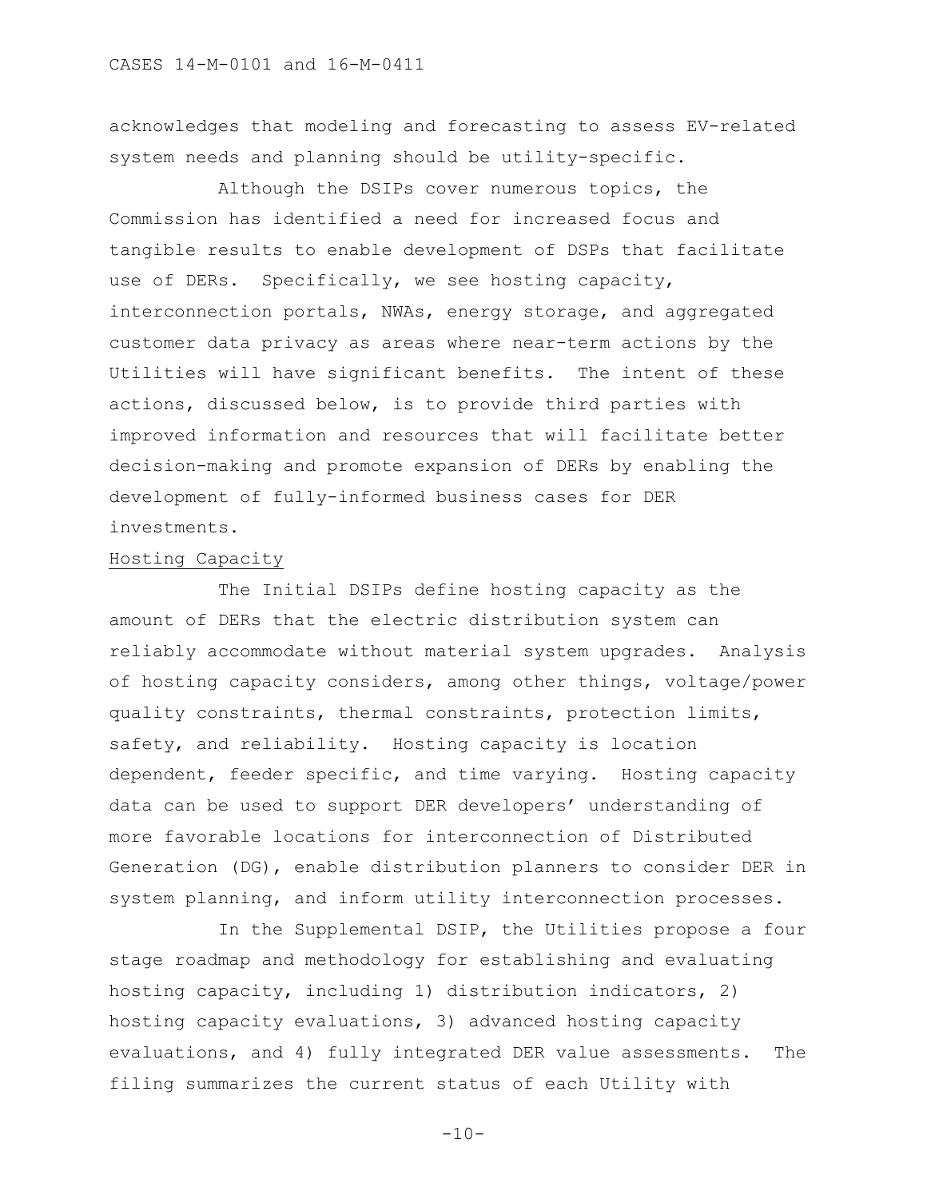acknowledges that modeling and forecasting to assess EV-related system needs and planning should be utility-specific.

Although the DSIPs cover numerous topics, the Commission has identified a need for increased focus and tangible results to enable development of DSPs that facilitate use of DERs. Specifically, we see hosting capacity, interconnection portals, NWAs, energy storage, and aggregated customer data privacy as areas where near-term actions by the Utilities will have significant benefits. The intent of these actions, discussed below, is to provide third parties with improved information and resources that will facilitate better decision-making and promote expansion of DERs by enabling the development of fully-informed business cases for DER investments.

Hosting Capacity

The Initial DSIPs define hosting capacity as the amount of DERs that the electric distribution system can reliably accommodate without material system upgrades. Analysis of hosting capacity considers, among other things, voltage/power quality constraints, thermal constraints, protection limits, safety, and reliability. Hosting capacity is location dependent, feeder specific, and time varying. Hosting capacity data can be used to support DER developers' understanding of more favorable locations for interconnection of Distributed Generation (DG), enable distribution planners to consider DER in system planning, and inform utility interconnection processes.

In the Supplemental DSIP, the Utilities propose a four stage roadmap and methodology for establishing and evaluating hosting capacity, including 1) distribution indicators, 2) hosting capacity evaluations, 3) advanced hosting capacity evaluations, and 4) fully integrated DER value assessments. The filing summarizes the current status of each Utility with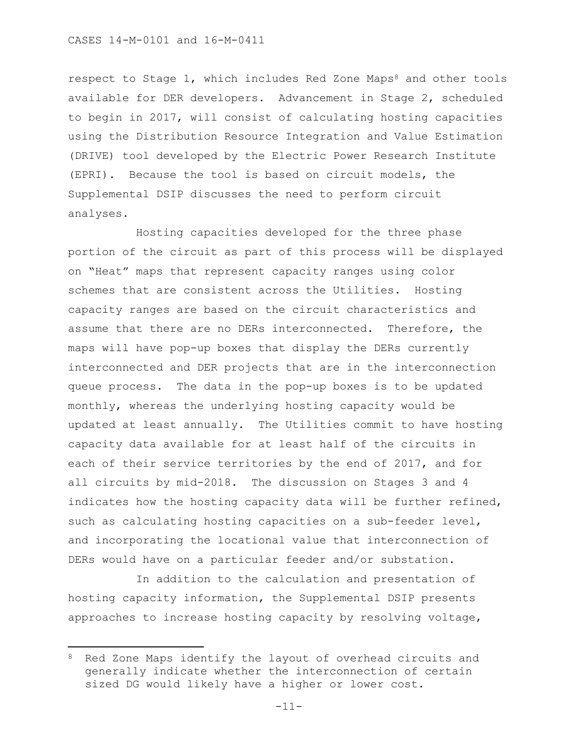respect to Stage 1, which includes Red Zone Maps[8] and other tools available for DER developers. Advancement in Stage 2, scheduled to begin in 2017, will consist of calculating hosting capacities using the Distribution Resource Integration and Value Estimation (DRIVE) tool developed by the Electric Power Research Institute (EPRI). Because the tool is based on circuit models, the Supplemental DSIP discusses the need to perform circuit analyses.

Hosting capacities developed for the three phase portion of the circuit as part of this process will be displayed on "Heat" maps that represent capacity ranges using color schemes that are consistent across the Utilities. Hosting capacity ranges are based on the circuit characteristics and assume that there are no DERs interconnected. Therefore, the maps will have pop-up boxes that display the DERs currently interconnected and DER projects that are in the interconnection queue process. The data in the pop-up boxes is to be updated monthly, whereas the underlying hosting capacity would be updated at least annually. The Utilities commit to have hosting capacity data available for at least half of the circuits in each of their service territories by the end of 2017, and for all circuits by mid-2018. The discussion on Stages 3 and 4 indicates how the hosting capacity data will be further refined, such as calculating hosting capacities on a sub-feeder level, and incorporating the locational value that interconnection of DERs would have on a particular feeder and/or substation.

In addition to the calculation and presentation of hosting capacity information, the Supplemental DSIP presents approaches to increase hosting capacity by resolving voltage,

---

[8] Red Zone Maps identify the layout of overhead circuits and generally indicate whether the interconnection of certain sized DG would likely have a higher or lower cost.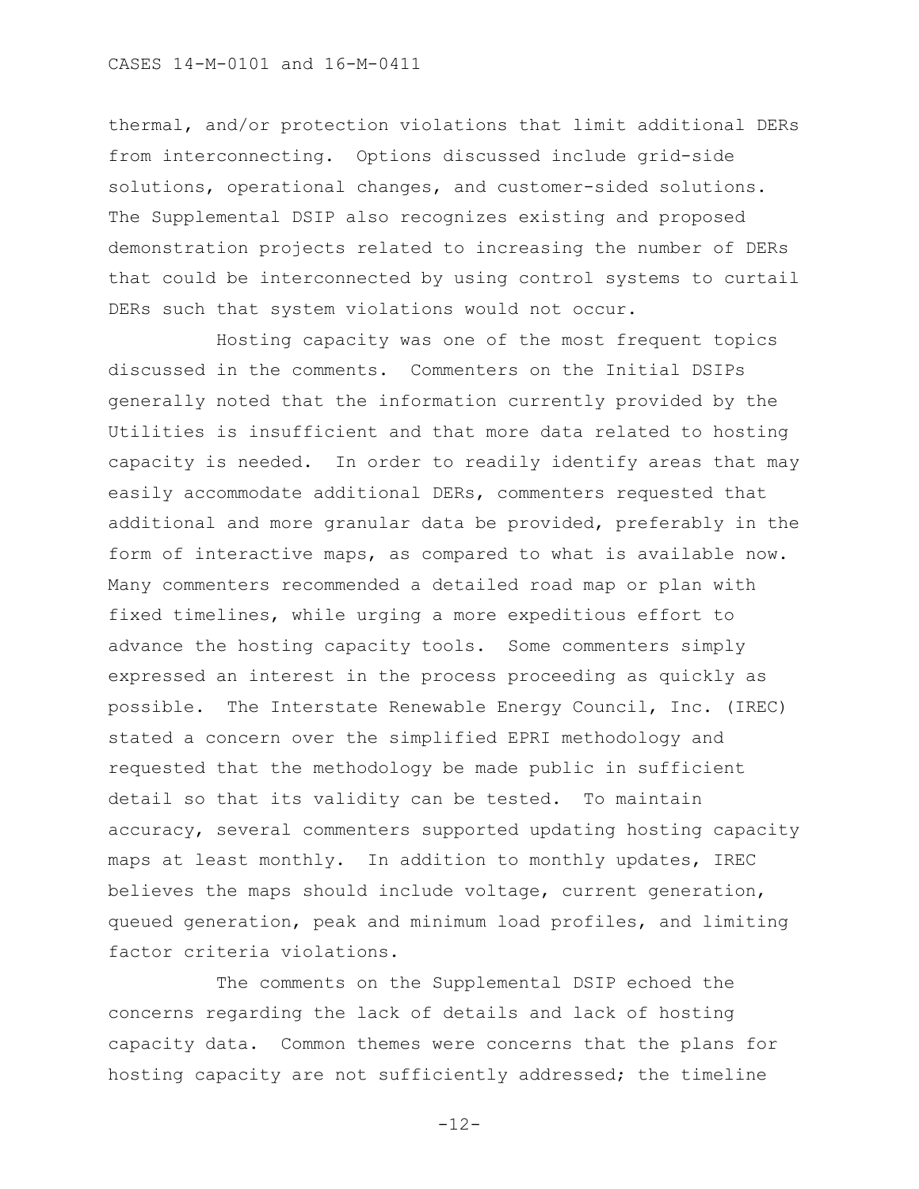thermal, and/or protection violations that limit additional DERs from interconnecting. Options discussed include grid-side solutions, operational changes, and customer-sided solutions. The Supplemental DSIP also recognizes existing and proposed demonstration projects related to increasing the number of DERs that could be interconnected by using control systems to curtail DERs such that system violations would not occur.

Hosting capacity was one of the most frequent topics discussed in the comments. Commenters on the Initial DSIPs generally noted that the information currently provided by the Utilities is insufficient and that more data related to hosting capacity is needed. In order to readily identify areas that may easily accommodate additional DERs, commenters requested that additional and more granular data be provided, preferably in the form of interactive maps, as compared to what is available now. Many commenters recommended a detailed road map or plan with fixed timelines, while urging a more expeditious effort to advance the hosting capacity tools. Some commenters simply expressed an interest in the process proceeding as quickly as possible. The Interstate Renewable Energy Council, Inc. (IREC) stated a concern over the simplified EPRI methodology and requested that the methodology be made public in sufficient detail so that its validity can be tested. To maintain accuracy, several commenters supported updating hosting capacity maps at least monthly. In addition to monthly updates, IREC believes the maps should include voltage, current generation, queued generation, peak and minimum load profiles, and limiting factor criteria violations.

The comments on the Supplemental DSIP echoed the concerns regarding the lack of details and lack of hosting capacity data. Common themes were concerns that the plans for hosting capacity are not sufficiently addressed; the timeline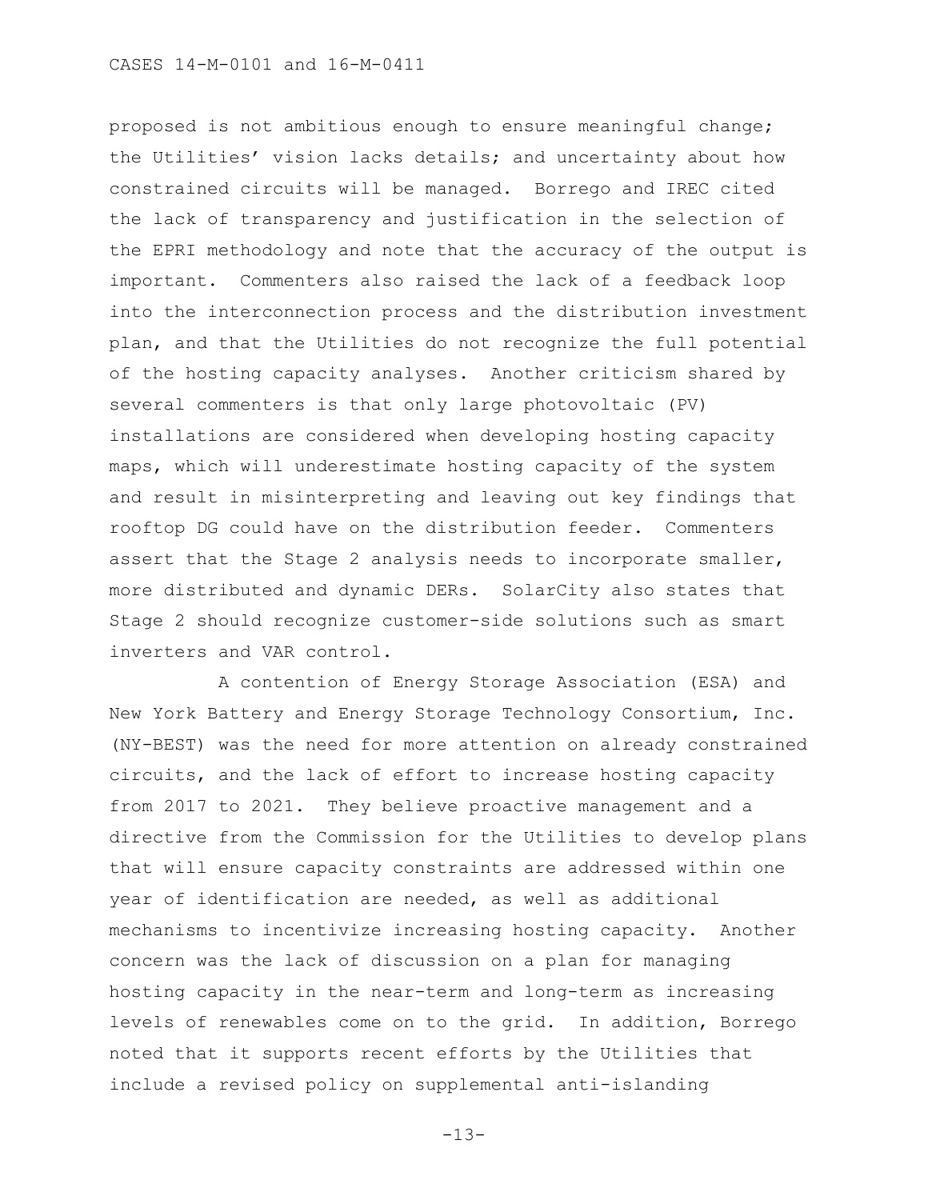proposed is not ambitious enough to ensure meaningful change; the Utilities' vision lacks details; and uncertainty about how constrained circuits will be managed. Borrego and IREC cited the lack of transparency and justification in the selection of the EPRI methodology and note that the accuracy of the output is important. Commenters also raised the lack of a feedback loop into the interconnection process and the distribution investment plan, and that the Utilities do not recognize the full potential of the hosting capacity analyses. Another criticism shared by several commenters is that only large photovoltaic (PV) installations are considered when developing hosting capacity maps, which will underestimate hosting capacity of the system and result in misinterpreting and leaving out key findings that rooftop DG could have on the distribution feeder. Commenters assert that the Stage 2 analysis needs to incorporate smaller, more distributed and dynamic DERs. SolarCity also states that Stage 2 should recognize customer-side solutions such as smart inverters and VAR control.

A contention of Energy Storage Association (ESA) and New York Battery and Energy Storage Technology Consortium, Inc. (NY-BEST) was the need for more attention on already constrained circuits, and the lack of effort to increase hosting capacity from 2017 to 2021. They believe proactive management and a directive from the Commission for the Utilities to develop plans that will ensure capacity constraints are addressed within one year of identification are needed, as well as additional mechanisms to incentivize increasing hosting capacity. Another concern was the lack of discussion on a plan for managing hosting capacity in the near-term and long-term as increasing levels of renewables come on to the grid. In addition, Borrego noted that it supports recent efforts by the Utilities that include a revised policy on supplemental anti-islanding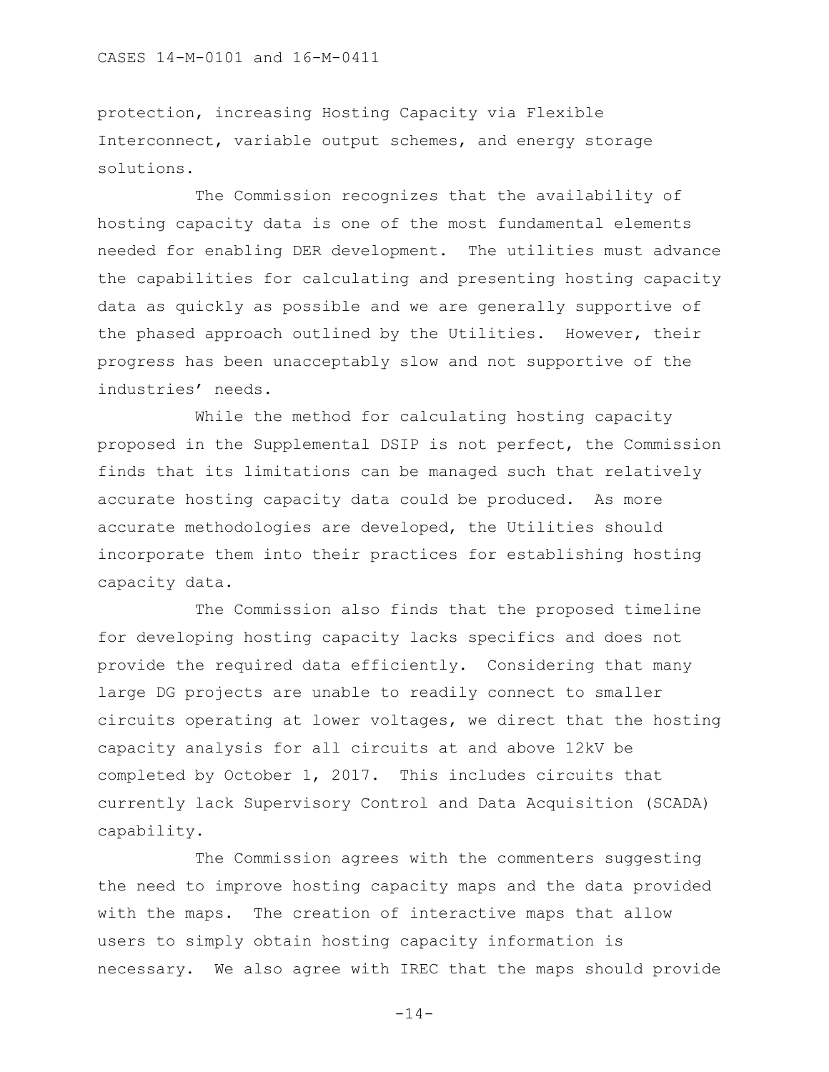protection, increasing Hosting Capacity via Flexible Interconnect, variable output schemes, and energy storage solutions.

The Commission recognizes that the availability of hosting capacity data is one of the most fundamental elements needed for enabling DER development. The utilities must advance the capabilities for calculating and presenting hosting capacity data as quickly as possible and we are generally supportive of the phased approach outlined by the Utilities. However, their progress has been unacceptably slow and not supportive of the industries' needs.

While the method for calculating hosting capacity proposed in the Supplemental DSIP is not perfect, the Commission finds that its limitations can be managed such that relatively accurate hosting capacity data could be produced. As more accurate methodologies are developed, the Utilities should incorporate them into their practices for establishing hosting capacity data.

The Commission also finds that the proposed timeline for developing hosting capacity lacks specifics and does not provide the required data efficiently. Considering that many large DG projects are unable to readily connect to smaller circuits operating at lower voltages, we direct that the hosting capacity analysis for all circuits at and above 12kV be completed by October 1, 2017. This includes circuits that currently lack Supervisory Control and Data Acquisition (SCADA) capability.

The Commission agrees with the commenters suggesting the need to improve hosting capacity maps and the data provided with the maps. The creation of interactive maps that allow users to simply obtain hosting capacity information is necessary. We also agree with IREC that the maps should provide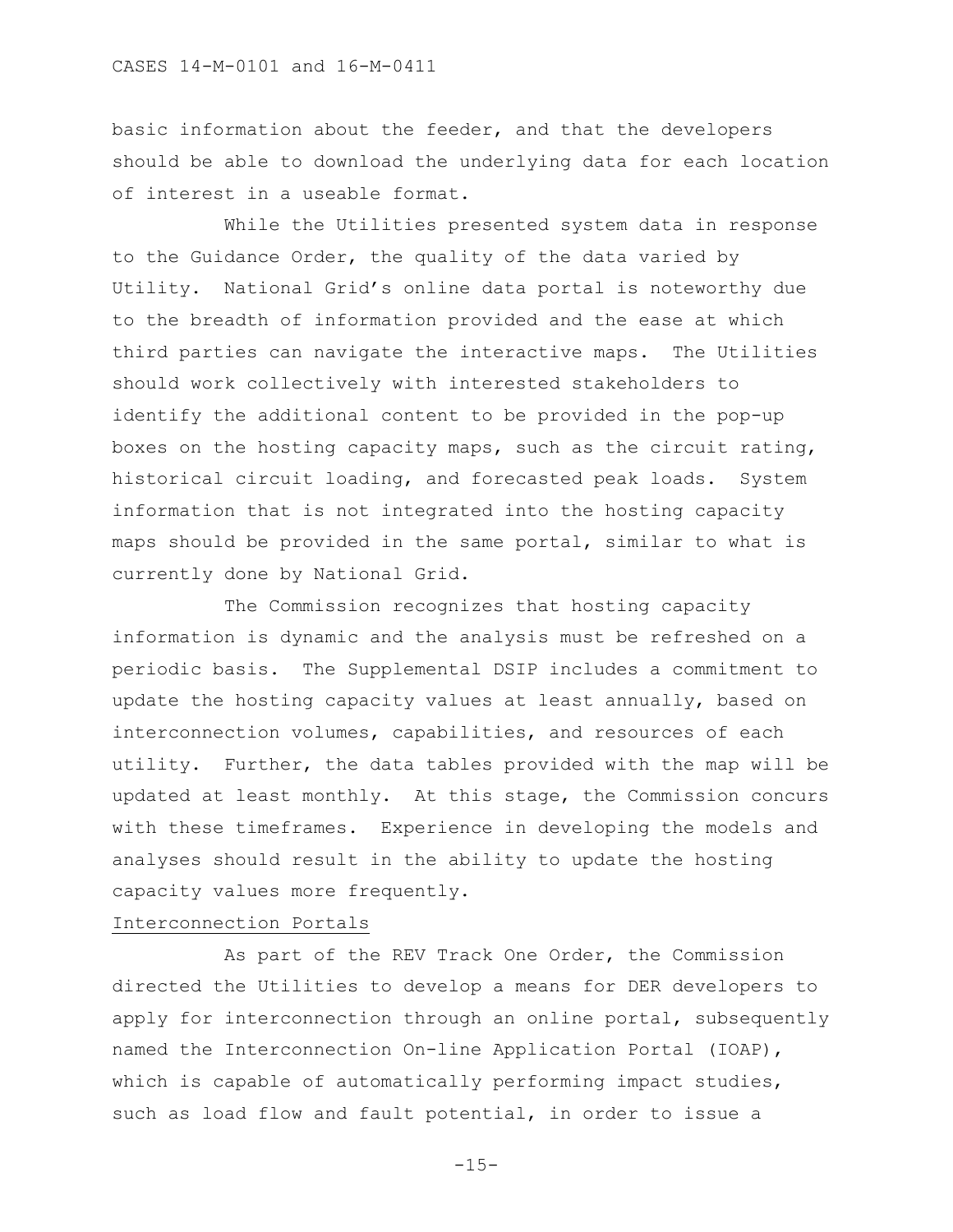basic information about the feeder, and that the developers should be able to download the underlying data for each location of interest in a useable format.

While the Utilities presented system data in response to the Guidance Order, the quality of the data varied by Utility. National Grid's online data portal is noteworthy due to the breadth of information provided and the ease at which third parties can navigate the interactive maps. The Utilities should work collectively with interested stakeholders to identify the additional content to be provided in the pop-up boxes on the hosting capacity maps, such as the circuit rating, historical circuit loading, and forecasted peak loads. System information that is not integrated into the hosting capacity maps should be provided in the same portal, similar to what is currently done by National Grid.

The Commission recognizes that hosting capacity information is dynamic and the analysis must be refreshed on a periodic basis. The Supplemental DSIP includes a commitment to update the hosting capacity values at least annually, based on interconnection volumes, capabilities, and resources of each utility. Further, the data tables provided with the map will be updated at least monthly. At this stage, the Commission concurs with these timeframes. Experience in developing the models and analyses should result in the ability to update the hosting capacity values more frequently.

<u>Interconnection Portals</u>

As part of the REV Track One Order, the Commission directed the Utilities to develop a means for DER developers to apply for interconnection through an online portal, subsequently named the Interconnection On-line Application Portal (IOAP), which is capable of automatically performing impact studies, such as load flow and fault potential, in order to issue a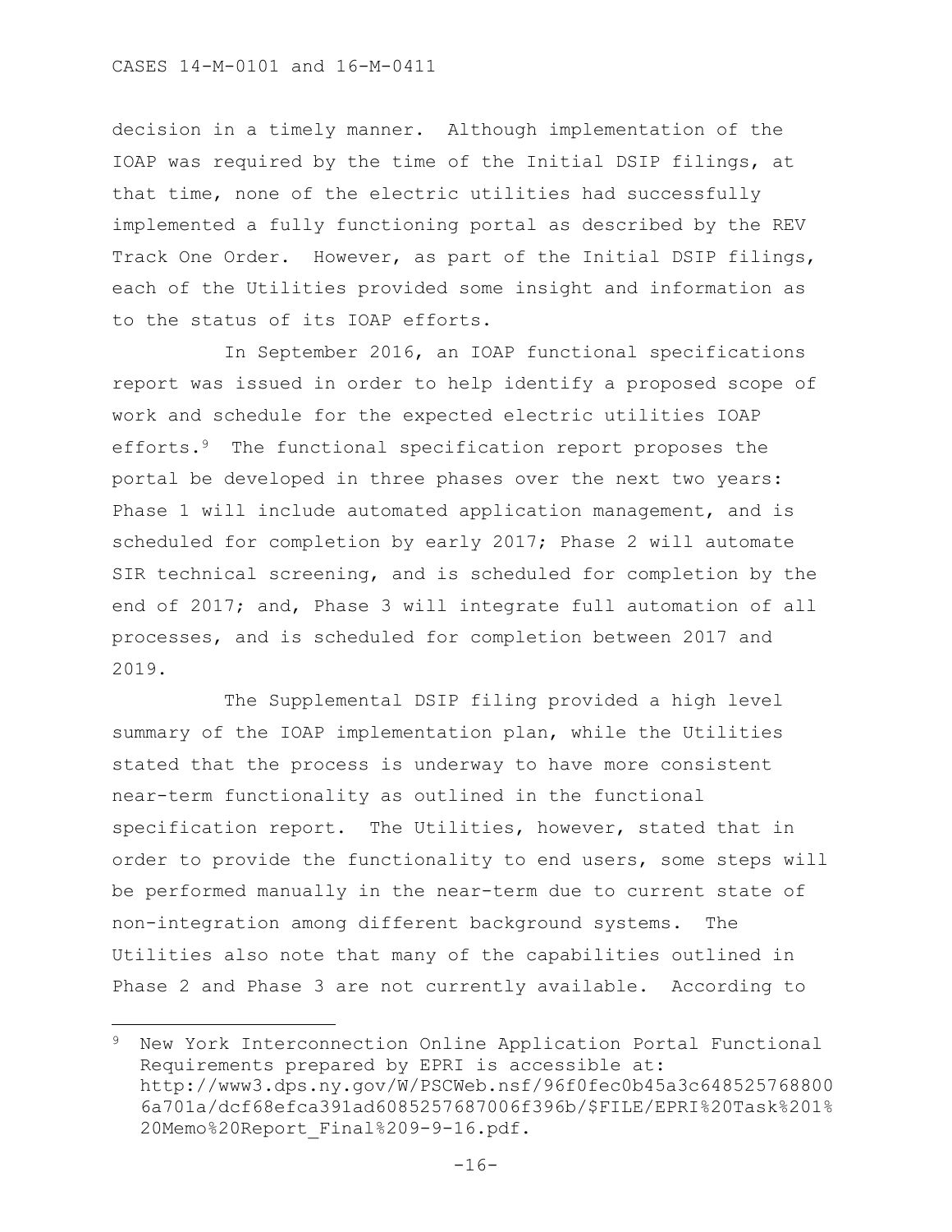decision in a timely manner. Although implementation of the IOAP was required by the time of the Initial DSIP filings, at that time, none of the electric utilities had successfully implemented a fully functioning portal as described by the REV Track One Order. However, as part of the Initial DSIP filings, each of the Utilities provided some insight and information as to the status of its IOAP efforts.

In September 2016, an IOAP functional specifications report was issued in order to help identify a proposed scope of work and schedule for the expected electric utilities IOAP efforts.[9] The functional specification report proposes the portal be developed in three phases over the next two years: Phase 1 will include automated application management, and is scheduled for completion by early 2017; Phase 2 will automate SIR technical screening, and is scheduled for completion by the end of 2017; and, Phase 3 will integrate full automation of all processes, and is scheduled for completion between 2017 and 2019.

The Supplemental DSIP filing provided a high level summary of the IOAP implementation plan, while the Utilities stated that the process is underway to have more consistent near-term functionality as outlined in the functional specification report. The Utilities, however, stated that in order to provide the functionality to end users, some steps will be performed manually in the near-term due to current state of non-integration among different background systems. The Utilities also note that many of the capabilities outlined in Phase 2 and Phase 3 are not currently available. According to

---

[9] New York Interconnection Online Application Portal Functional Requirements prepared by EPRI is accessible at: http://www3.dps.ny.gov/W/PSCWeb.nsf/96f0fec0b45a3c6485257688006a701a/dcf68efca391ad6085257687006f396b/$FILE/EPRI%20Task%201%20Memo%20Report_Final%209-9-16.pdf.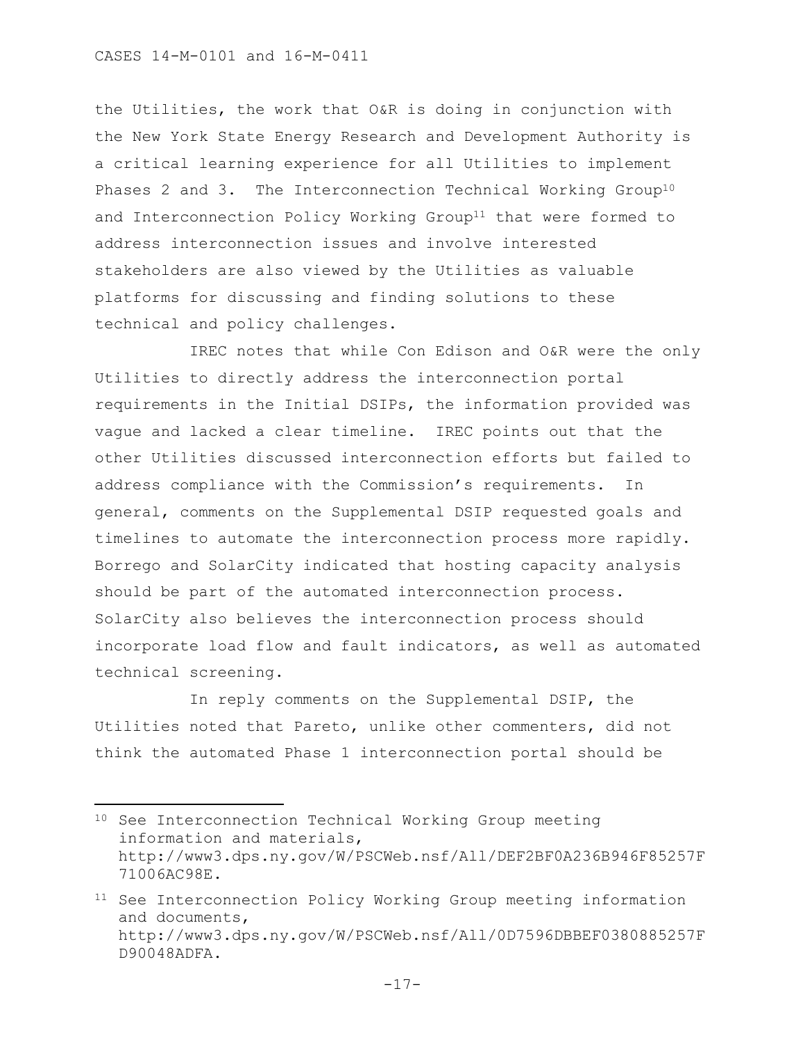the Utilities, the work that O&R is doing in conjunction with the New York State Energy Research and Development Authority is a critical learning experience for all Utilities to implement Phases 2 and 3. The Interconnection Technical Working Group[10] and Interconnection Policy Working Group[11] that were formed to address interconnection issues and involve interested stakeholders are also viewed by the Utilities as valuable platforms for discussing and finding solutions to these technical and policy challenges.

IREC notes that while Con Edison and O&R were the only Utilities to directly address the interconnection portal requirements in the Initial DSIPs, the information provided was vague and lacked a clear timeline. IREC points out that the other Utilities discussed interconnection efforts but failed to address compliance with the Commission's requirements. In general, comments on the Supplemental DSIP requested goals and timelines to automate the interconnection process more rapidly. Borrego and SolarCity indicated that hosting capacity analysis should be part of the automated interconnection process. SolarCity also believes the interconnection process should incorporate load flow and fault indicators, as well as automated technical screening.

In reply comments on the Supplemental DSIP, the Utilities noted that Pareto, unlike other commenters, did not think the automated Phase 1 interconnection portal should be

---

[10] See Interconnection Technical Working Group meeting information and materials, http://www3.dps.ny.gov/W/PSCWeb.nsf/All/DEF2BF0A236B946F85257F71006AC98E.

[11] See Interconnection Policy Working Group meeting information and documents, http://www3.dps.ny.gov/W/PSCWeb.nsf/All/0D7596DBBEF0380885257FD90048ADFA.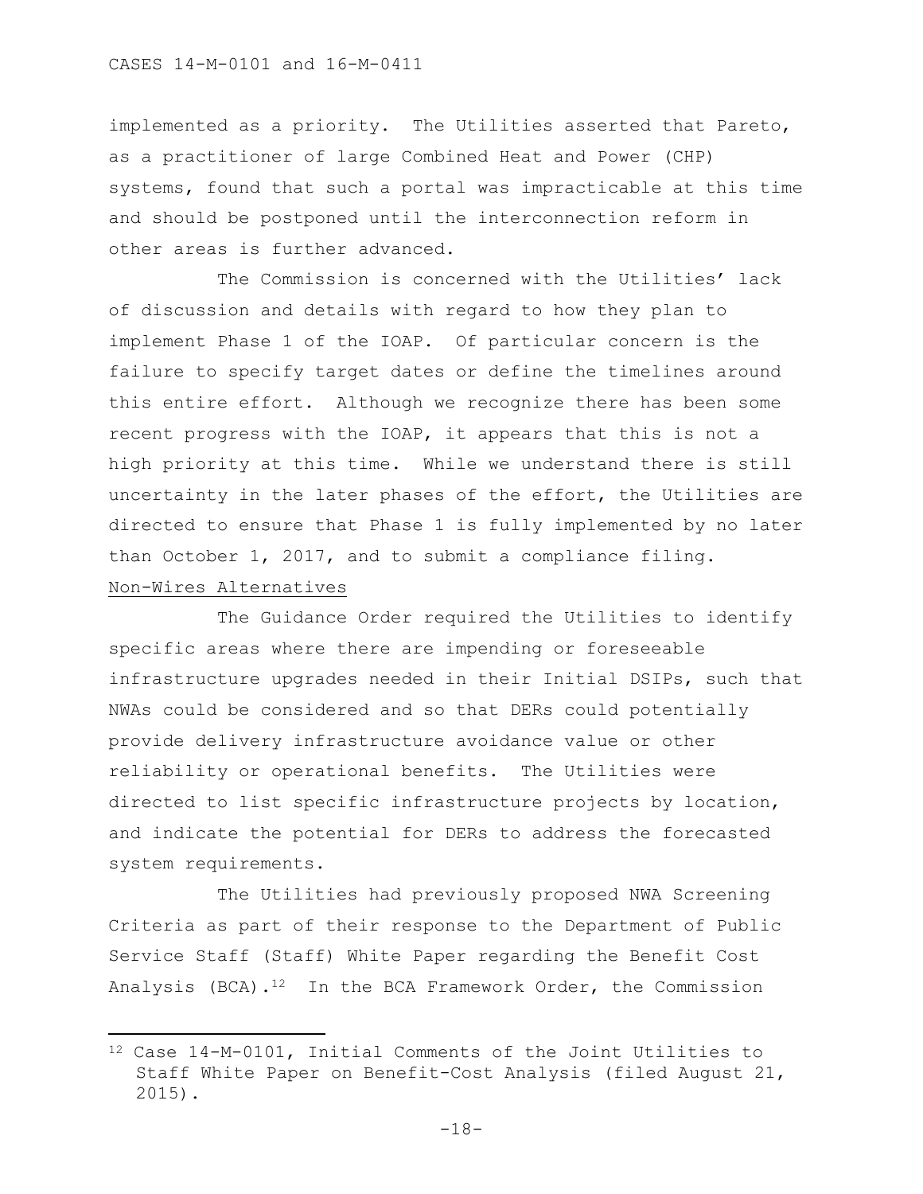implemented as a priority. The Utilities asserted that Pareto, as a practitioner of large Combined Heat and Power (CHP) systems, found that such a portal was impracticable at this time and should be postponed until the interconnection reform in other areas is further advanced.

The Commission is concerned with the Utilities' lack of discussion and details with regard to how they plan to implement Phase 1 of the IOAP. Of particular concern is the failure to specify target dates or define the timelines around this entire effort. Although we recognize there has been some recent progress with the IOAP, it appears that this is not a high priority at this time. While we understand there is still uncertainty in the later phases of the effort, the Utilities are directed to ensure that Phase 1 is fully implemented by no later than October 1, 2017, and to submit a compliance filing.

Non-Wires Alternatives

The Guidance Order required the Utilities to identify specific areas where there are impending or foreseeable infrastructure upgrades needed in their Initial DSIPs, such that NWAs could be considered and so that DERs could potentially provide delivery infrastructure avoidance value or other reliability or operational benefits. The Utilities were directed to list specific infrastructure projects by location, and indicate the potential for DERs to address the forecasted system requirements.

The Utilities had previously proposed NWA Screening Criteria as part of their response to the Department of Public Service Staff (Staff) White Paper regarding the Benefit Cost Analysis (BCA).[12] In the BCA Framework Order, the Commission

[12] Case 14-M-0101, Initial Comments of the Joint Utilities to Staff White Paper on Benefit-Cost Analysis (filed August 21, 2015).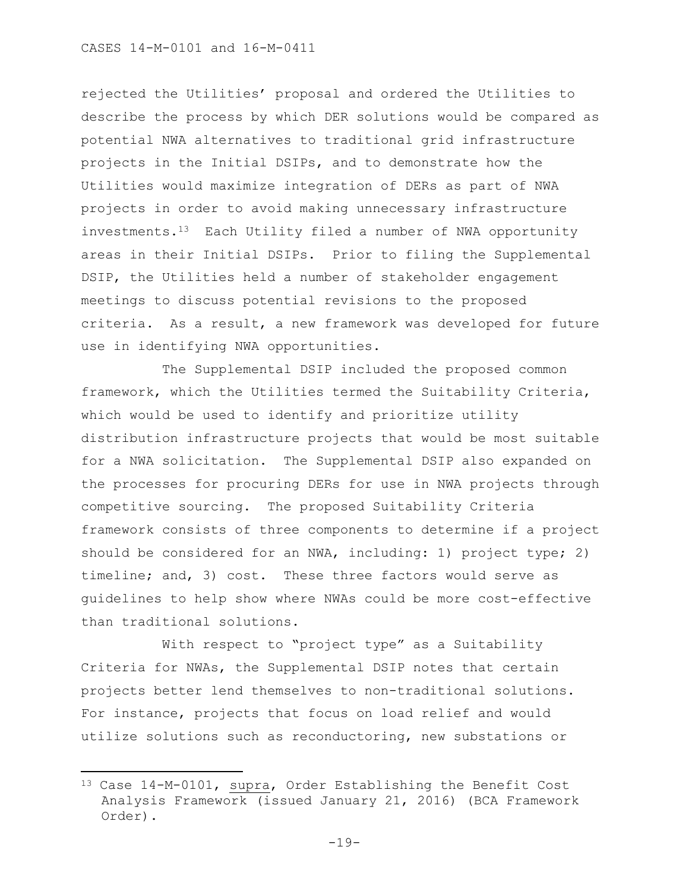rejected the Utilities' proposal and ordered the Utilities to describe the process by which DER solutions would be compared as potential NWA alternatives to traditional grid infrastructure projects in the Initial DSIPs, and to demonstrate how the Utilities would maximize integration of DERs as part of NWA projects in order to avoid making unnecessary infrastructure investments.[13] Each Utility filed a number of NWA opportunity areas in their Initial DSIPs. Prior to filing the Supplemental DSIP, the Utilities held a number of stakeholder engagement meetings to discuss potential revisions to the proposed criteria. As a result, a new framework was developed for future use in identifying NWA opportunities.

The Supplemental DSIP included the proposed common framework, which the Utilities termed the Suitability Criteria, which would be used to identify and prioritize utility distribution infrastructure projects that would be most suitable for a NWA solicitation. The Supplemental DSIP also expanded on the processes for procuring DERs for use in NWA projects through competitive sourcing. The proposed Suitability Criteria framework consists of three components to determine if a project should be considered for an NWA, including: 1) project type; 2) timeline; and, 3) cost. These three factors would serve as guidelines to help show where NWAs could be more cost-effective than traditional solutions.

With respect to "project type" as a Suitability Criteria for NWAs, the Supplemental DSIP notes that certain projects better lend themselves to non-traditional solutions. For instance, projects that focus on load relief and would utilize solutions such as reconductoring, new substations or

---

[13] Case 14-M-0101, supra, Order Establishing the Benefit Cost Analysis Framework (issued January 21, 2016) (BCA Framework Order).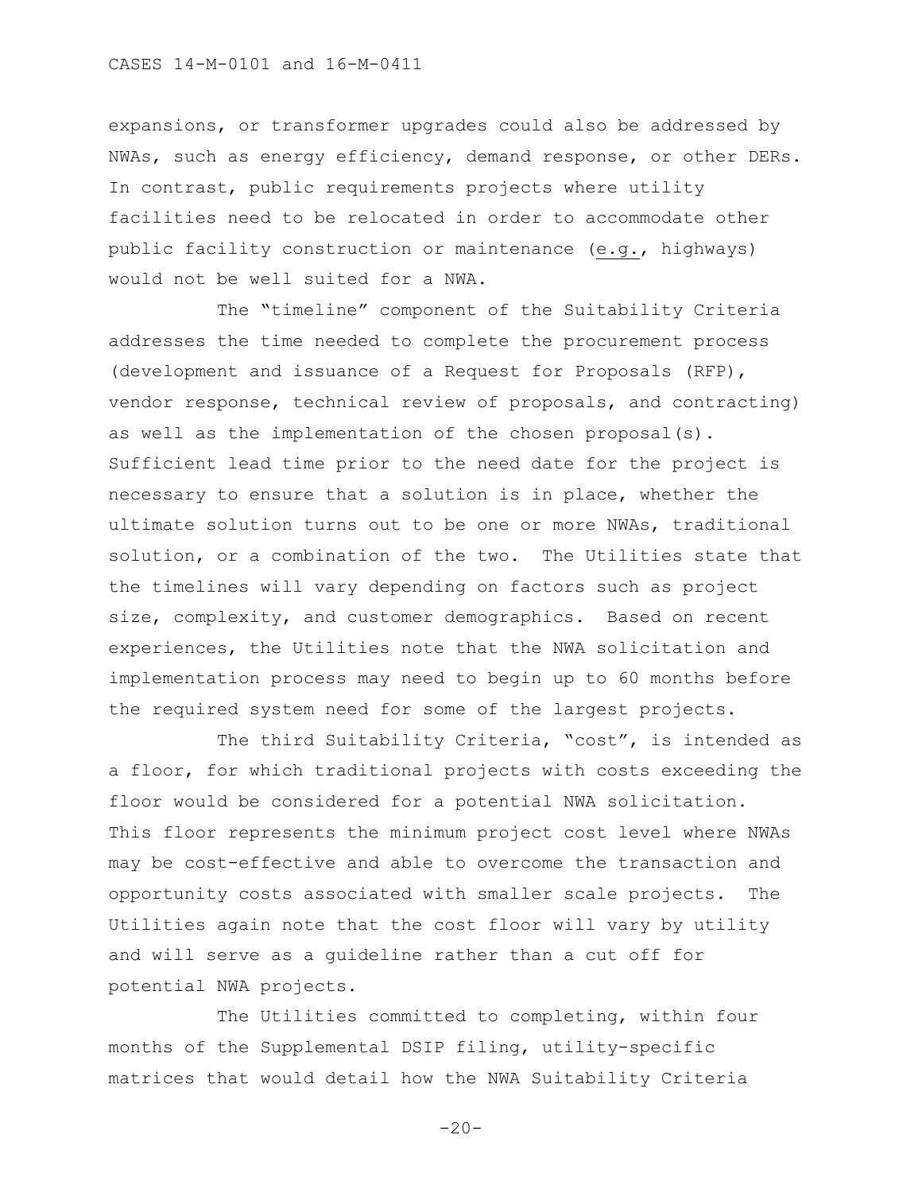expansions, or transformer upgrades could also be addressed by NWAs, such as energy efficiency, demand response, or other DERs. In contrast, public requirements projects where utility facilities need to be relocated in order to accommodate other public facility construction or maintenance (e.g., highways) would not be well suited for a NWA.

The "timeline" component of the Suitability Criteria addresses the time needed to complete the procurement process (development and issuance of a Request for Proposals (RFP), vendor response, technical review of proposals, and contracting) as well as the implementation of the chosen proposal(s). Sufficient lead time prior to the need date for the project is necessary to ensure that a solution is in place, whether the ultimate solution turns out to be one or more NWAs, traditional solution, or a combination of the two. The Utilities state that the timelines will vary depending on factors such as project size, complexity, and customer demographics. Based on recent experiences, the Utilities note that the NWA solicitation and implementation process may need to begin up to 60 months before the required system need for some of the largest projects.

The third Suitability Criteria, "cost", is intended as a floor, for which traditional projects with costs exceeding the floor would be considered for a potential NWA solicitation. This floor represents the minimum project cost level where NWAs may be cost-effective and able to overcome the transaction and opportunity costs associated with smaller scale projects. The Utilities again note that the cost floor will vary by utility and will serve as a guideline rather than a cut off for potential NWA projects.

The Utilities committed to completing, within four months of the Supplemental DSIP filing, utility-specific matrices that would detail how the NWA Suitability Criteria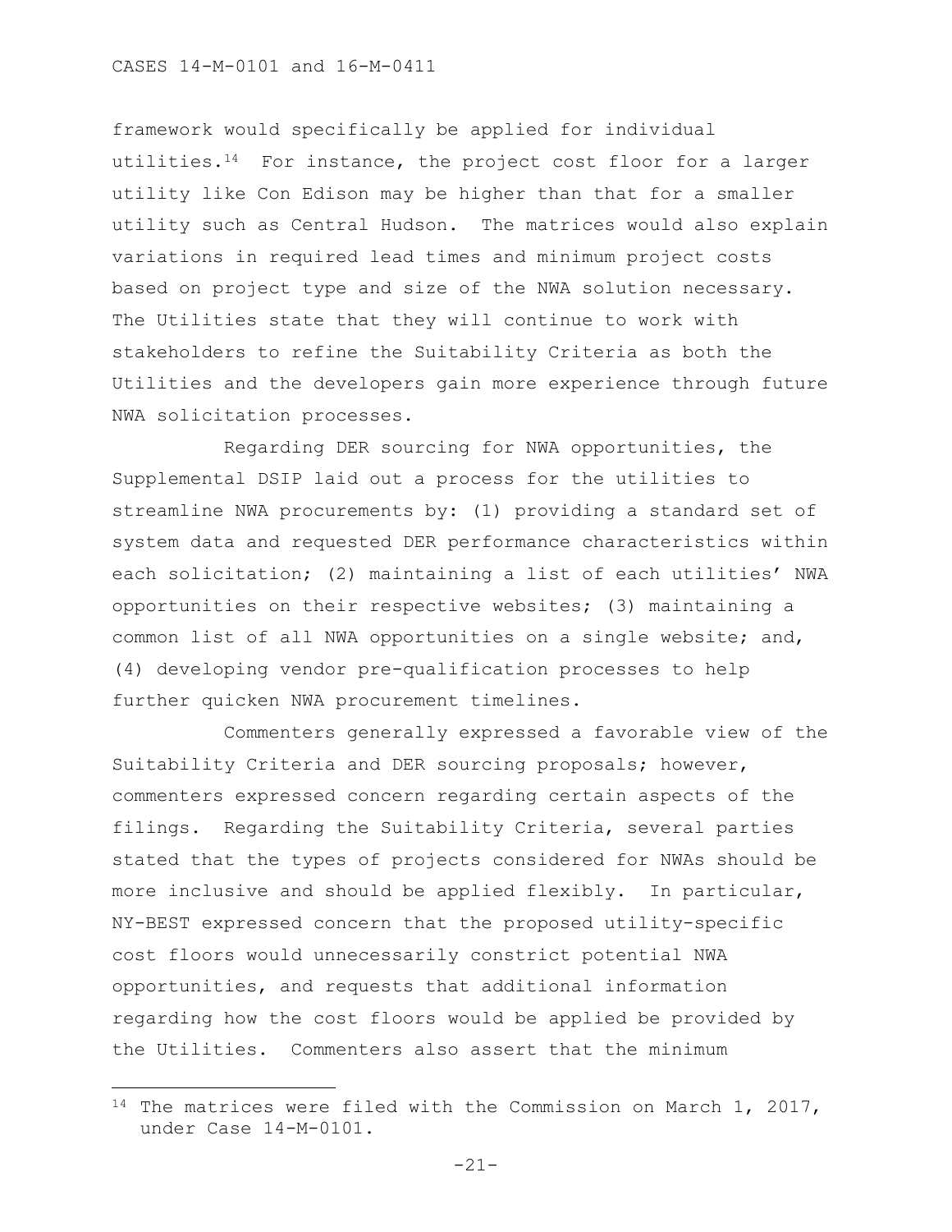framework would specifically be applied for individual utilities.[14] For instance, the project cost floor for a larger utility like Con Edison may be higher than that for a smaller utility such as Central Hudson. The matrices would also explain variations in required lead times and minimum project costs based on project type and size of the NWA solution necessary. The Utilities state that they will continue to work with stakeholders to refine the Suitability Criteria as both the Utilities and the developers gain more experience through future NWA solicitation processes.

Regarding DER sourcing for NWA opportunities, the Supplemental DSIP laid out a process for the utilities to streamline NWA procurements by: (1) providing a standard set of system data and requested DER performance characteristics within each solicitation; (2) maintaining a list of each utilities' NWA opportunities on their respective websites; (3) maintaining a common list of all NWA opportunities on a single website; and, (4) developing vendor pre-qualification processes to help further quicken NWA procurement timelines.

Commenters generally expressed a favorable view of the Suitability Criteria and DER sourcing proposals; however, commenters expressed concern regarding certain aspects of the filings. Regarding the Suitability Criteria, several parties stated that the types of projects considered for NWAs should be more inclusive and should be applied flexibly. In particular, NY-BEST expressed concern that the proposed utility-specific cost floors would unnecessarily constrict potential NWA opportunities, and requests that additional information regarding how the cost floors would be applied be provided by the Utilities. Commenters also assert that the minimum

---

[14] The matrices were filed with the Commission on March 1, 2017, under Case 14-M-0101.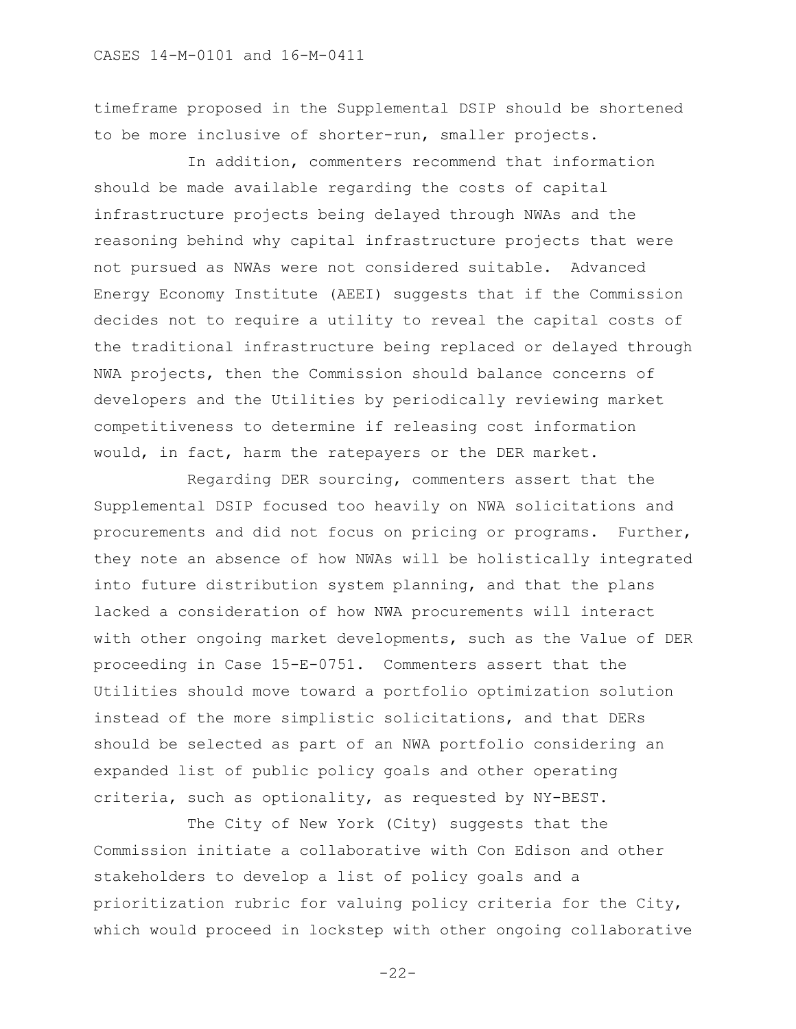timeframe proposed in the Supplemental DSIP should be shortened to be more inclusive of shorter-run, smaller projects.

In addition, commenters recommend that information should be made available regarding the costs of capital infrastructure projects being delayed through NWAs and the reasoning behind why capital infrastructure projects that were not pursued as NWAs were not considered suitable. Advanced Energy Economy Institute (AEEI) suggests that if the Commission decides not to require a utility to reveal the capital costs of the traditional infrastructure being replaced or delayed through NWA projects, then the Commission should balance concerns of developers and the Utilities by periodically reviewing market competitiveness to determine if releasing cost information would, in fact, harm the ratepayers or the DER market.

Regarding DER sourcing, commenters assert that the Supplemental DSIP focused too heavily on NWA solicitations and procurements and did not focus on pricing or programs. Further, they note an absence of how NWAs will be holistically integrated into future distribution system planning, and that the plans lacked a consideration of how NWA procurements will interact with other ongoing market developments, such as the Value of DER proceeding in Case 15-E-0751. Commenters assert that the Utilities should move toward a portfolio optimization solution instead of the more simplistic solicitations, and that DERs should be selected as part of an NWA portfolio considering an expanded list of public policy goals and other operating criteria, such as optionality, as requested by NY-BEST.

The City of New York (City) suggests that the Commission initiate a collaborative with Con Edison and other stakeholders to develop a list of policy goals and a prioritization rubric for valuing policy criteria for the City, which would proceed in lockstep with other ongoing collaborative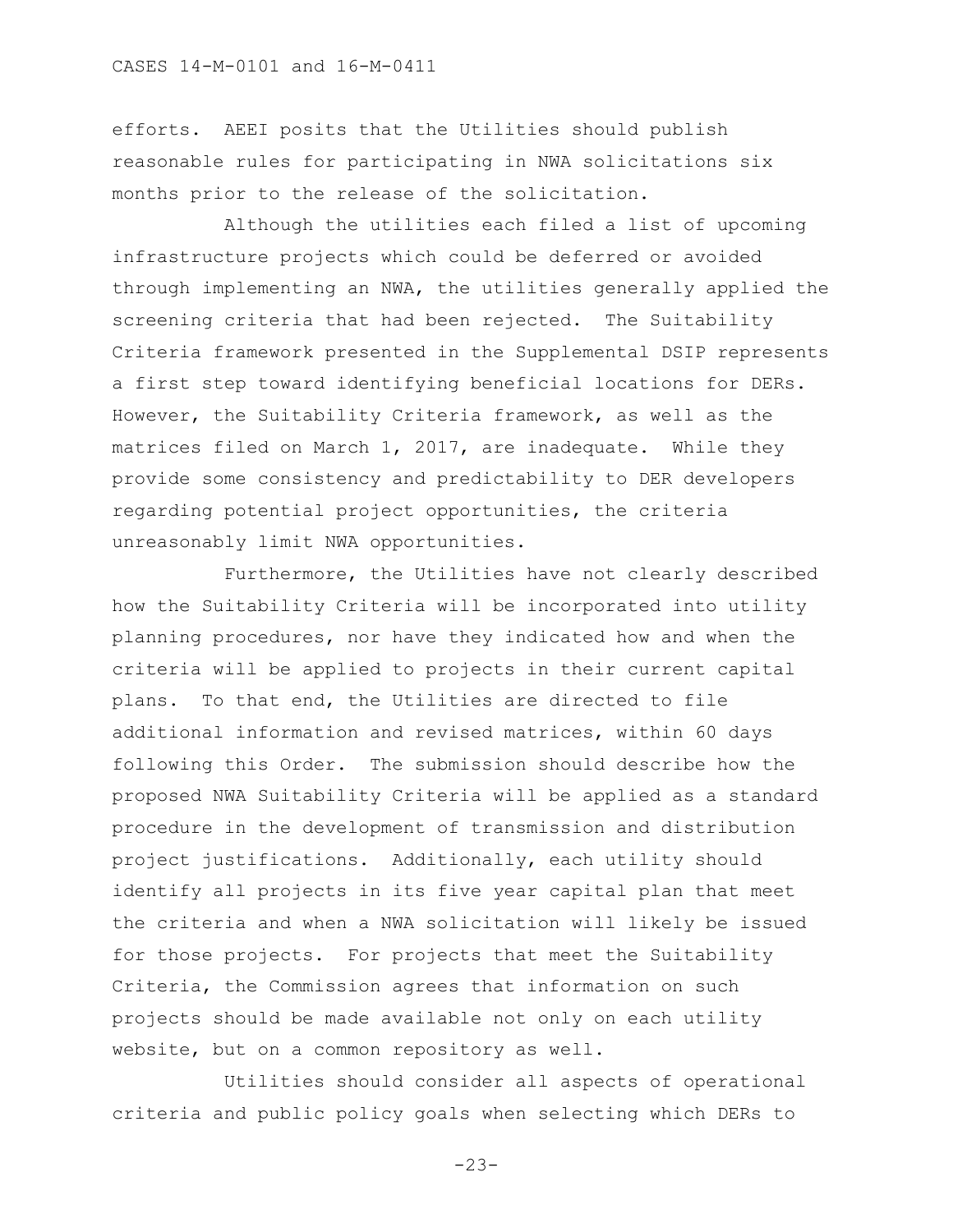efforts. AEEI posits that the Utilities should publish reasonable rules for participating in NWA solicitations six months prior to the release of the solicitation.

Although the utilities each filed a list of upcoming infrastructure projects which could be deferred or avoided through implementing an NWA, the utilities generally applied the screening criteria that had been rejected. The Suitability Criteria framework presented in the Supplemental DSIP represents a first step toward identifying beneficial locations for DERs. However, the Suitability Criteria framework, as well as the matrices filed on March 1, 2017, are inadequate. While they provide some consistency and predictability to DER developers regarding potential project opportunities, the criteria unreasonably limit NWA opportunities.

Furthermore, the Utilities have not clearly described how the Suitability Criteria will be incorporated into utility planning procedures, nor have they indicated how and when the criteria will be applied to projects in their current capital plans. To that end, the Utilities are directed to file additional information and revised matrices, within 60 days following this Order. The submission should describe how the proposed NWA Suitability Criteria will be applied as a standard procedure in the development of transmission and distribution project justifications. Additionally, each utility should identify all projects in its five year capital plan that meet the criteria and when a NWA solicitation will likely be issued for those projects. For projects that meet the Suitability Criteria, the Commission agrees that information on such projects should be made available not only on each utility website, but on a common repository as well.

Utilities should consider all aspects of operational criteria and public policy goals when selecting which DERs to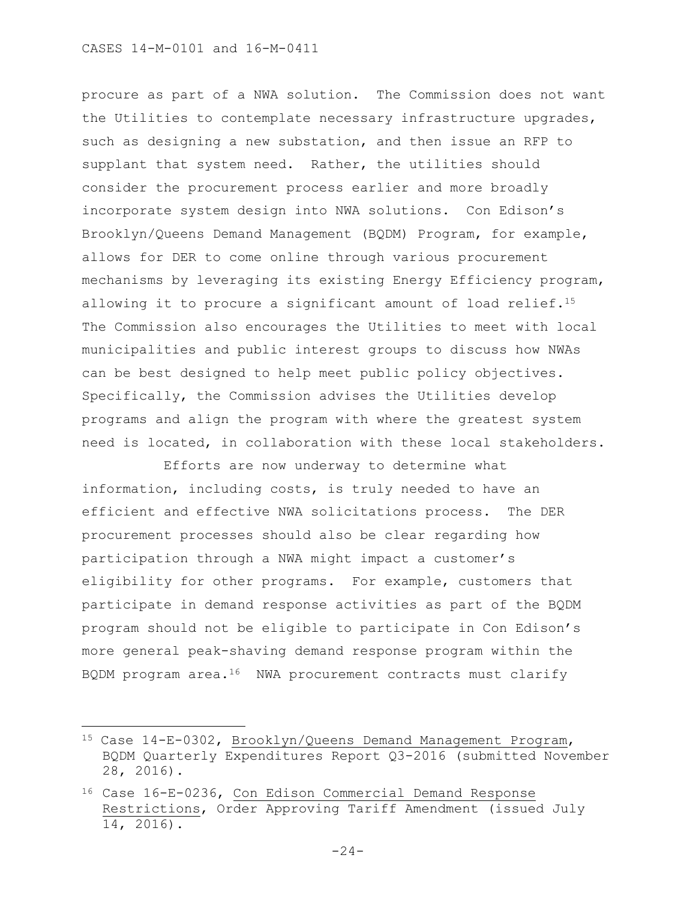procure as part of a NWA solution. The Commission does not want the Utilities to contemplate necessary infrastructure upgrades, such as designing a new substation, and then issue an RFP to supplant that system need. Rather, the utilities should consider the procurement process earlier and more broadly incorporate system design into NWA solutions. Con Edison's Brooklyn/Queens Demand Management (BQDM) Program, for example, allows for DER to come online through various procurement mechanisms by leveraging its existing Energy Efficiency program, allowing it to procure a significant amount of load relief.[15] The Commission also encourages the Utilities to meet with local municipalities and public interest groups to discuss how NWAs can be best designed to help meet public policy objectives. Specifically, the Commission advises the Utilities develop programs and align the program with where the greatest system need is located, in collaboration with these local stakeholders.

Efforts are now underway to determine what information, including costs, is truly needed to have an efficient and effective NWA solicitations process. The DER procurement processes should also be clear regarding how participation through a NWA might impact a customer's eligibility for other programs. For example, customers that participate in demand response activities as part of the BQDM program should not be eligible to participate in Con Edison's more general peak-shaving demand response program within the BQDM program area.[16] NWA procurement contracts must clarify

---

[15] Case 14-E-0302, Brooklyn/Queens Demand Management Program, BQDM Quarterly Expenditures Report Q3-2016 (submitted November 28, 2016).

[16] Case 16-E-0236, Con Edison Commercial Demand Response Restrictions, Order Approving Tariff Amendment (issued July 14, 2016).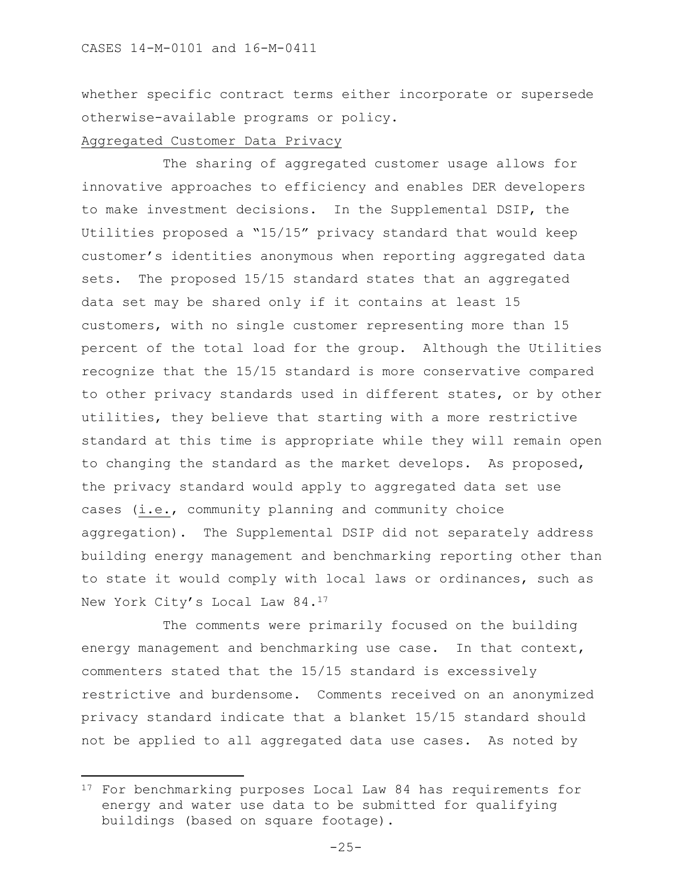whether specific contract terms either incorporate or supersede otherwise-available programs or policy.

Aggregated Customer Data Privacy

The sharing of aggregated customer usage allows for innovative approaches to efficiency and enables DER developers to make investment decisions. In the Supplemental DSIP, the Utilities proposed a "15/15" privacy standard that would keep customer's identities anonymous when reporting aggregated data sets. The proposed 15/15 standard states that an aggregated data set may be shared only if it contains at least 15 customers, with no single customer representing more than 15 percent of the total load for the group. Although the Utilities recognize that the 15/15 standard is more conservative compared to other privacy standards used in different states, or by other utilities, they believe that starting with a more restrictive standard at this time is appropriate while they will remain open to changing the standard as the market develops. As proposed, the privacy standard would apply to aggregated data set use cases (i.e., community planning and community choice aggregation). The Supplemental DSIP did not separately address building energy management and benchmarking reporting other than to state it would comply with local laws or ordinances, such as New York City's Local Law 84.[17]

The comments were primarily focused on the building energy management and benchmarking use case. In that context, commenters stated that the 15/15 standard is excessively restrictive and burdensome. Comments received on an anonymized privacy standard indicate that a blanket 15/15 standard should not be applied to all aggregated data use cases. As noted by

[17] For benchmarking purposes Local Law 84 has requirements for energy and water use data to be submitted for qualifying buildings (based on square footage).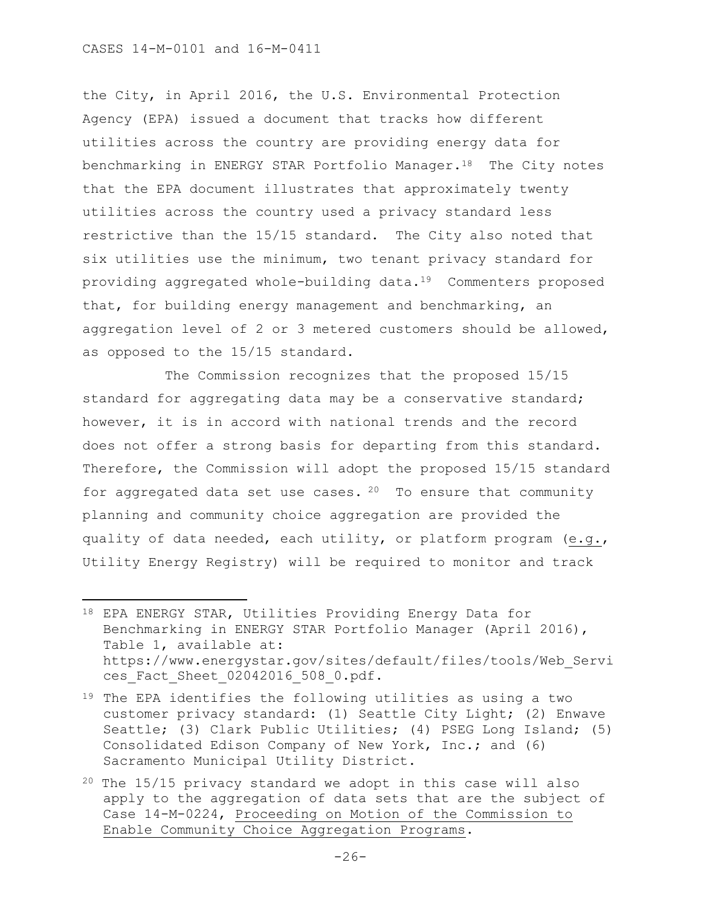the City, in April 2016, the U.S. Environmental Protection Agency (EPA) issued a document that tracks how different utilities across the country are providing energy data for benchmarking in ENERGY STAR Portfolio Manager.[18] The City notes that the EPA document illustrates that approximately twenty utilities across the country used a privacy standard less restrictive than the 15/15 standard. The City also noted that six utilities use the minimum, two tenant privacy standard for providing aggregated whole-building data.[19] Commenters proposed that, for building energy management and benchmarking, an aggregation level of 2 or 3 metered customers should be allowed, as opposed to the 15/15 standard.

The Commission recognizes that the proposed 15/15 standard for aggregating data may be a conservative standard; however, it is in accord with national trends and the record does not offer a strong basis for departing from this standard. Therefore, the Commission will adopt the proposed 15/15 standard for aggregated data set use cases.[20] To ensure that community planning and community choice aggregation are provided the quality of data needed, each utility, or platform program (e.g., Utility Energy Registry) will be required to monitor and track

---

[18] EPA ENERGY STAR, Utilities Providing Energy Data for Benchmarking in ENERGY STAR Portfolio Manager (April 2016), Table 1, available at: https://www.energystar.gov/sites/default/files/tools/Web_Services_Fact_Sheet_02042016_508_0.pdf.

[19] The EPA identifies the following utilities as using a two customer privacy standard: (1) Seattle City Light; (2) Enwave Seattle; (3) Clark Public Utilities; (4) PSEG Long Island; (5) Consolidated Edison Company of New York, Inc.; and (6) Sacramento Municipal Utility District.

[20] The 15/15 privacy standard we adopt in this case will also apply to the aggregation of data sets that are the subject of Case 14-M-0224, Proceeding on Motion of the Commission to Enable Community Choice Aggregation Programs.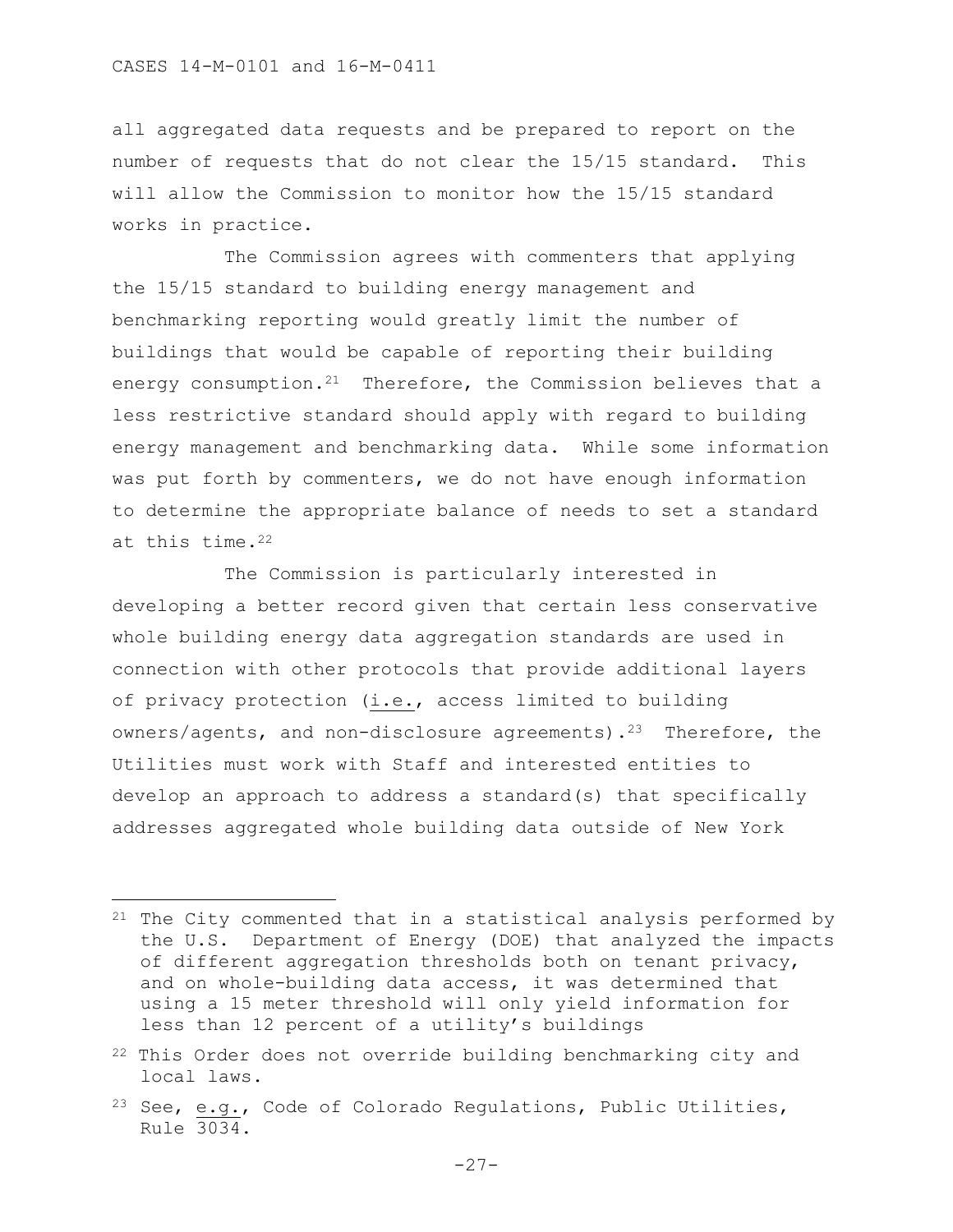all aggregated data requests and be prepared to report on the number of requests that do not clear the 15/15 standard. This will allow the Commission to monitor how the 15/15 standard works in practice.

The Commission agrees with commenters that applying the 15/15 standard to building energy management and benchmarking reporting would greatly limit the number of buildings that would be capable of reporting their building energy consumption.[21] Therefore, the Commission believes that a less restrictive standard should apply with regard to building energy management and benchmarking data. While some information was put forth by commenters, we do not have enough information to determine the appropriate balance of needs to set a standard at this time.[22]

The Commission is particularly interested in developing a better record given that certain less conservative whole building energy data aggregation standards are used in connection with other protocols that provide additional layers of privacy protection (i.e., access limited to building owners/agents, and non-disclosure agreements).[23] Therefore, the Utilities must work with Staff and interested entities to develop an approach to address a standard(s) that specifically addresses aggregated whole building data outside of New York

---

[21] The City commented that in a statistical analysis performed by the U.S. Department of Energy (DOE) that analyzed the impacts of different aggregation thresholds both on tenant privacy, and on whole-building data access, it was determined that using a 15 meter threshold will only yield information for less than 12 percent of a utility's buildings

[22] This Order does not override building benchmarking city and local laws.

[23] See, e.g., Code of Colorado Regulations, Public Utilities, Rule 3034.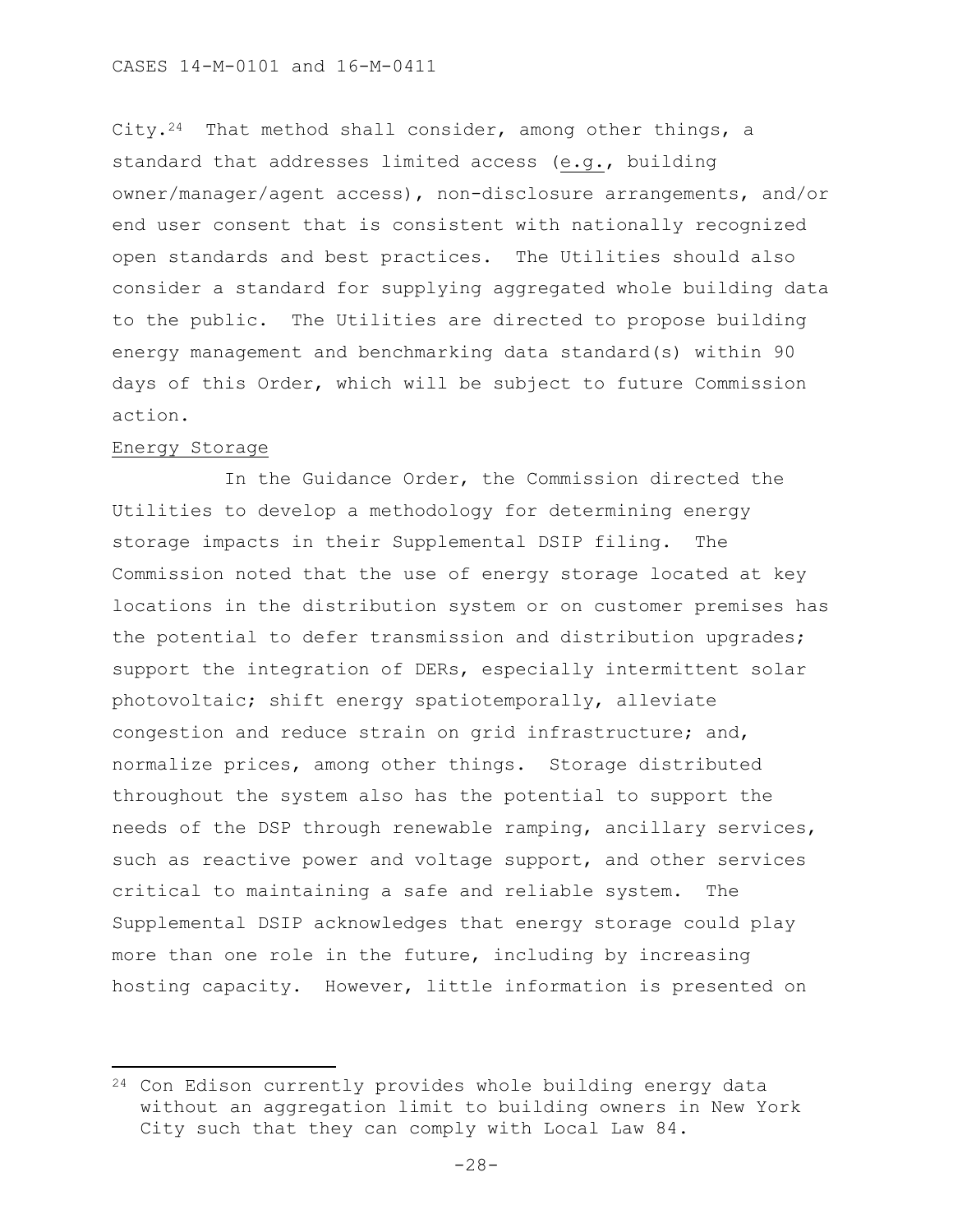City.[24] That method shall consider, among other things, a standard that addresses limited access (e.g., building owner/manager/agent access), non-disclosure arrangements, and/or end user consent that is consistent with nationally recognized open standards and best practices. The Utilities should also consider a standard for supplying aggregated whole building data to the public. The Utilities are directed to propose building energy management and benchmarking data standard(s) within 90 days of this Order, which will be subject to future Commission action.

Energy Storage

In the Guidance Order, the Commission directed the Utilities to develop a methodology for determining energy storage impacts in their Supplemental DSIP filing. The Commission noted that the use of energy storage located at key locations in the distribution system or on customer premises has the potential to defer transmission and distribution upgrades; support the integration of DERs, especially intermittent solar photovoltaic; shift energy spatiotemporally, alleviate congestion and reduce strain on grid infrastructure; and, normalize prices, among other things. Storage distributed throughout the system also has the potential to support the needs of the DSP through renewable ramping, ancillary services, such as reactive power and voltage support, and other services critical to maintaining a safe and reliable system. The Supplemental DSIP acknowledges that energy storage could play more than one role in the future, including by increasing hosting capacity. However, little information is presented on

---

[24] Con Edison currently provides whole building energy data without an aggregation limit to building owners in New York City such that they can comply with Local Law 84.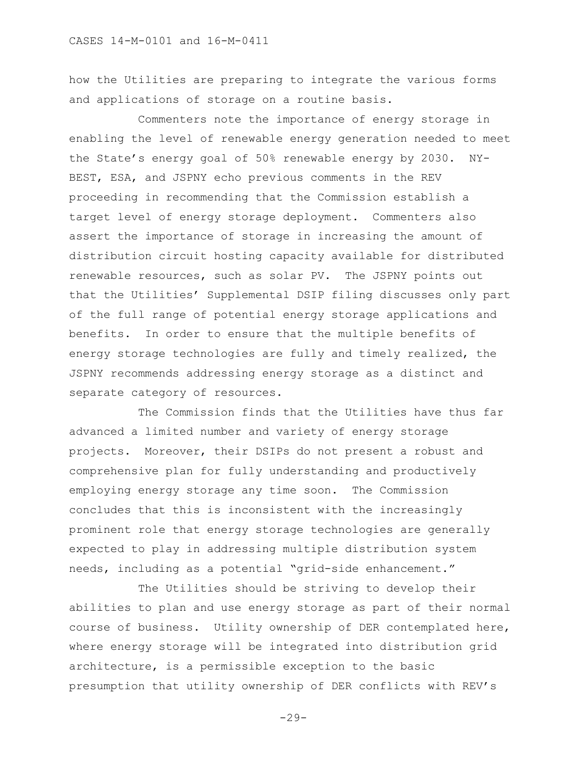how the Utilities are preparing to integrate the various forms and applications of storage on a routine basis.

Commenters note the importance of energy storage in enabling the level of renewable energy generation needed to meet the State's energy goal of 50% renewable energy by 2030. NY-BEST, ESA, and JSPNY echo previous comments in the REV proceeding in recommending that the Commission establish a target level of energy storage deployment. Commenters also assert the importance of storage in increasing the amount of distribution circuit hosting capacity available for distributed renewable resources, such as solar PV. The JSPNY points out that the Utilities' Supplemental DSIP filing discusses only part of the full range of potential energy storage applications and benefits. In order to ensure that the multiple benefits of energy storage technologies are fully and timely realized, the JSPNY recommends addressing energy storage as a distinct and separate category of resources.

The Commission finds that the Utilities have thus far advanced a limited number and variety of energy storage projects. Moreover, their DSIPs do not present a robust and comprehensive plan for fully understanding and productively employing energy storage any time soon. The Commission concludes that this is inconsistent with the increasingly prominent role that energy storage technologies are generally expected to play in addressing multiple distribution system needs, including as a potential "grid-side enhancement."

The Utilities should be striving to develop their abilities to plan and use energy storage as part of their normal course of business. Utility ownership of DER contemplated here, where energy storage will be integrated into distribution grid architecture, is a permissible exception to the basic presumption that utility ownership of DER conflicts with REV's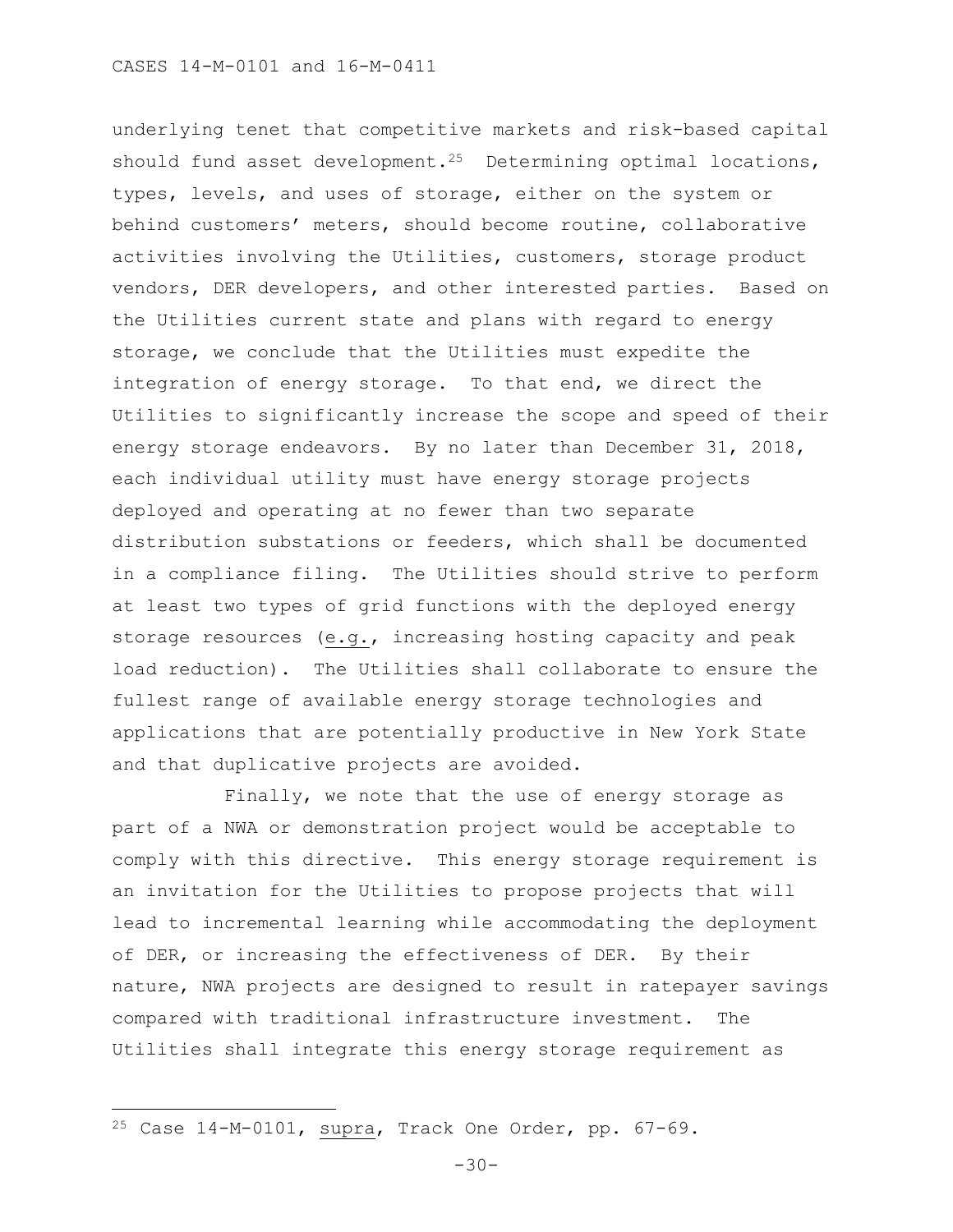underlying tenet that competitive markets and risk-based capital should fund asset development.[25] Determining optimal locations, types, levels, and uses of storage, either on the system or behind customers' meters, should become routine, collaborative activities involving the Utilities, customers, storage product vendors, DER developers, and other interested parties. Based on the Utilities current state and plans with regard to energy storage, we conclude that the Utilities must expedite the integration of energy storage. To that end, we direct the Utilities to significantly increase the scope and speed of their energy storage endeavors. By no later than December 31, 2018, each individual utility must have energy storage projects deployed and operating at no fewer than two separate distribution substations or feeders, which shall be documented in a compliance filing. The Utilities should strive to perform at least two types of grid functions with the deployed energy storage resources (e.g., increasing hosting capacity and peak load reduction). The Utilities shall collaborate to ensure the fullest range of available energy storage technologies and applications that are potentially productive in New York State and that duplicative projects are avoided.

Finally, we note that the use of energy storage as part of a NWA or demonstration project would be acceptable to comply with this directive. This energy storage requirement is an invitation for the Utilities to propose projects that will lead to incremental learning while accommodating the deployment of DER, or increasing the effectiveness of DER. By their nature, NWA projects are designed to result in ratepayer savings compared with traditional infrastructure investment. The Utilities shall integrate this energy storage requirement as

---

[25] Case 14-M-0101, supra, Track One Order, pp. 67-69.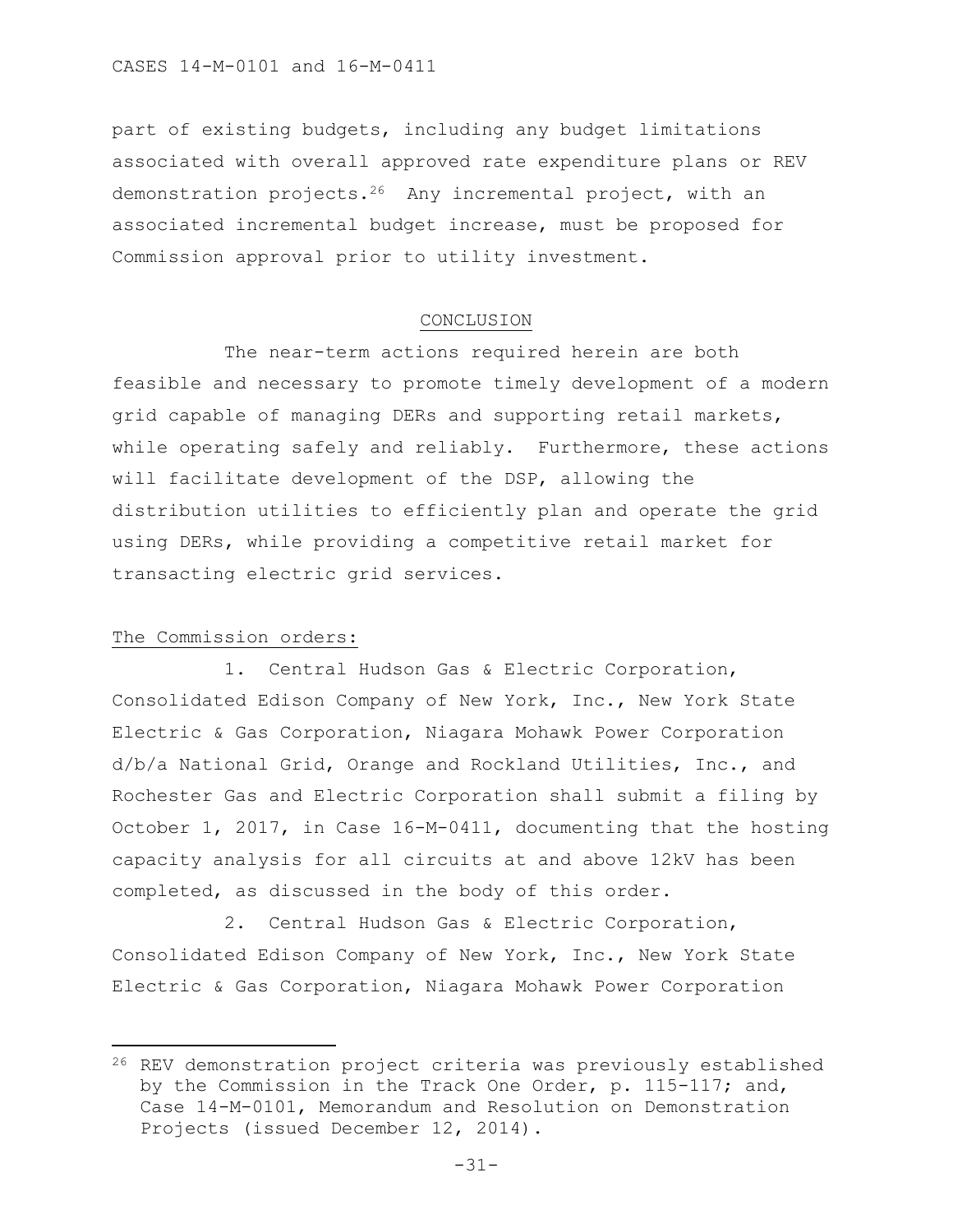part of existing budgets, including any budget limitations associated with overall approved rate expenditure plans or REV demonstration projects.[26] Any incremental project, with an associated incremental budget increase, must be proposed for Commission approval prior to utility investment.

## CONCLUSION

The near-term actions required herein are both feasible and necessary to promote timely development of a modern grid capable of managing DERs and supporting retail markets, while operating safely and reliably. Furthermore, these actions will facilitate development of the DSP, allowing the distribution utilities to efficiently plan and operate the grid using DERs, while providing a competitive retail market for transacting electric grid services.

The Commission orders:

1. Central Hudson Gas & Electric Corporation, Consolidated Edison Company of New York, Inc., New York State Electric & Gas Corporation, Niagara Mohawk Power Corporation d/b/a National Grid, Orange and Rockland Utilities, Inc., and Rochester Gas and Electric Corporation shall submit a filing by October 1, 2017, in Case 16-M-0411, documenting that the hosting capacity analysis for all circuits at and above 12kV has been completed, as discussed in the body of this order.

2. Central Hudson Gas & Electric Corporation, Consolidated Edison Company of New York, Inc., New York State Electric & Gas Corporation, Niagara Mohawk Power Corporation

---

[26] REV demonstration project criteria was previously established by the Commission in the Track One Order, p. 115-117; and, Case 14-M-0101, Memorandum and Resolution on Demonstration Projects (issued December 12, 2014).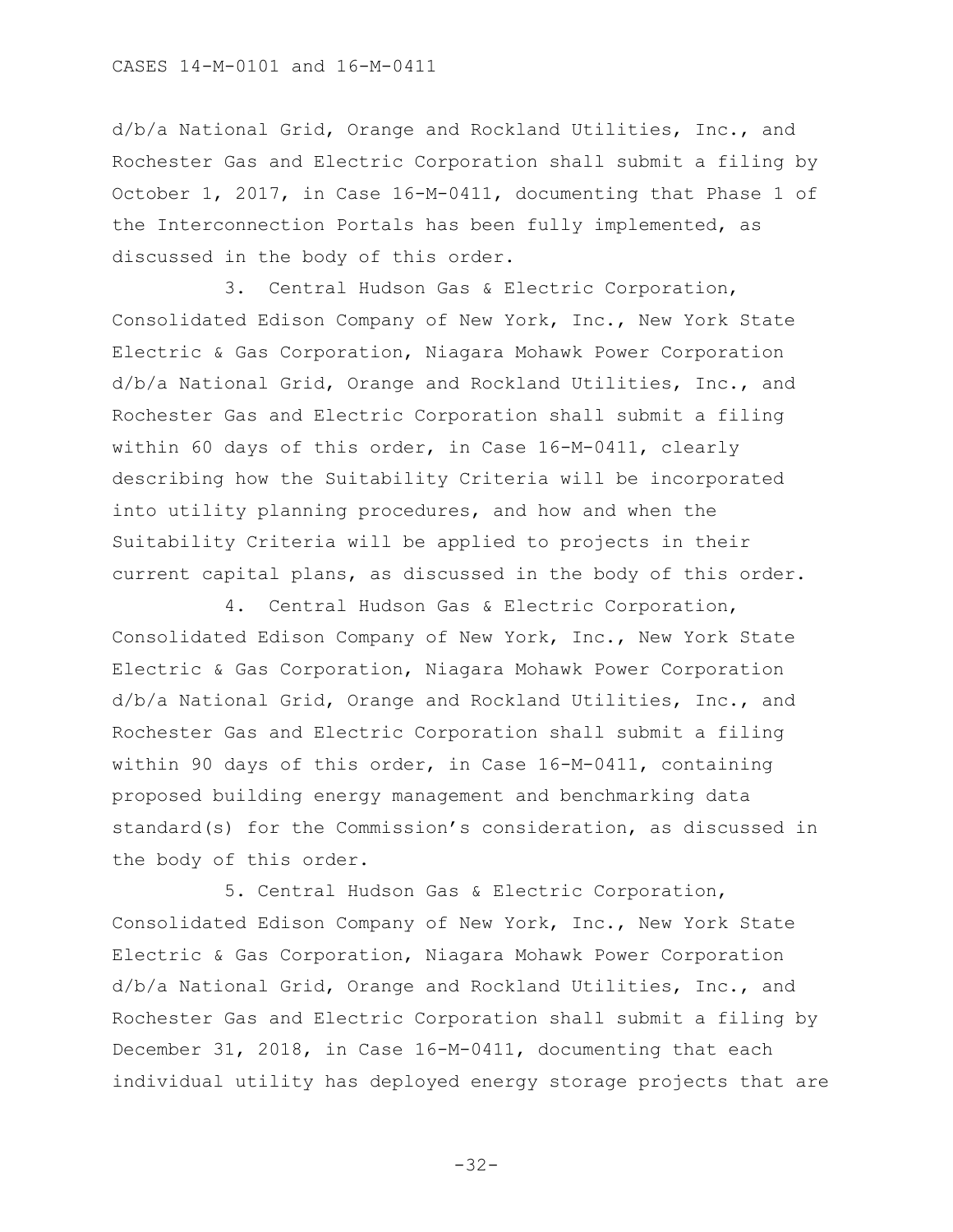d/b/a National Grid, Orange and Rockland Utilities, Inc., and Rochester Gas and Electric Corporation shall submit a filing by October 1, 2017, in Case 16-M-0411, documenting that Phase 1 of the Interconnection Portals has been fully implemented, as discussed in the body of this order.

3. Central Hudson Gas & Electric Corporation, Consolidated Edison Company of New York, Inc., New York State Electric & Gas Corporation, Niagara Mohawk Power Corporation d/b/a National Grid, Orange and Rockland Utilities, Inc., and Rochester Gas and Electric Corporation shall submit a filing within 60 days of this order, in Case 16-M-0411, clearly describing how the Suitability Criteria will be incorporated into utility planning procedures, and how and when the Suitability Criteria will be applied to projects in their current capital plans, as discussed in the body of this order.

4. Central Hudson Gas & Electric Corporation, Consolidated Edison Company of New York, Inc., New York State Electric & Gas Corporation, Niagara Mohawk Power Corporation d/b/a National Grid, Orange and Rockland Utilities, Inc., and Rochester Gas and Electric Corporation shall submit a filing within 90 days of this order, in Case 16-M-0411, containing proposed building energy management and benchmarking data standard(s) for the Commission's consideration, as discussed in the body of this order.

5. Central Hudson Gas & Electric Corporation, Consolidated Edison Company of New York, Inc., New York State Electric & Gas Corporation, Niagara Mohawk Power Corporation d/b/a National Grid, Orange and Rockland Utilities, Inc., and Rochester Gas and Electric Corporation shall submit a filing by December 31, 2018, in Case 16-M-0411, documenting that each individual utility has deployed energy storage projects that are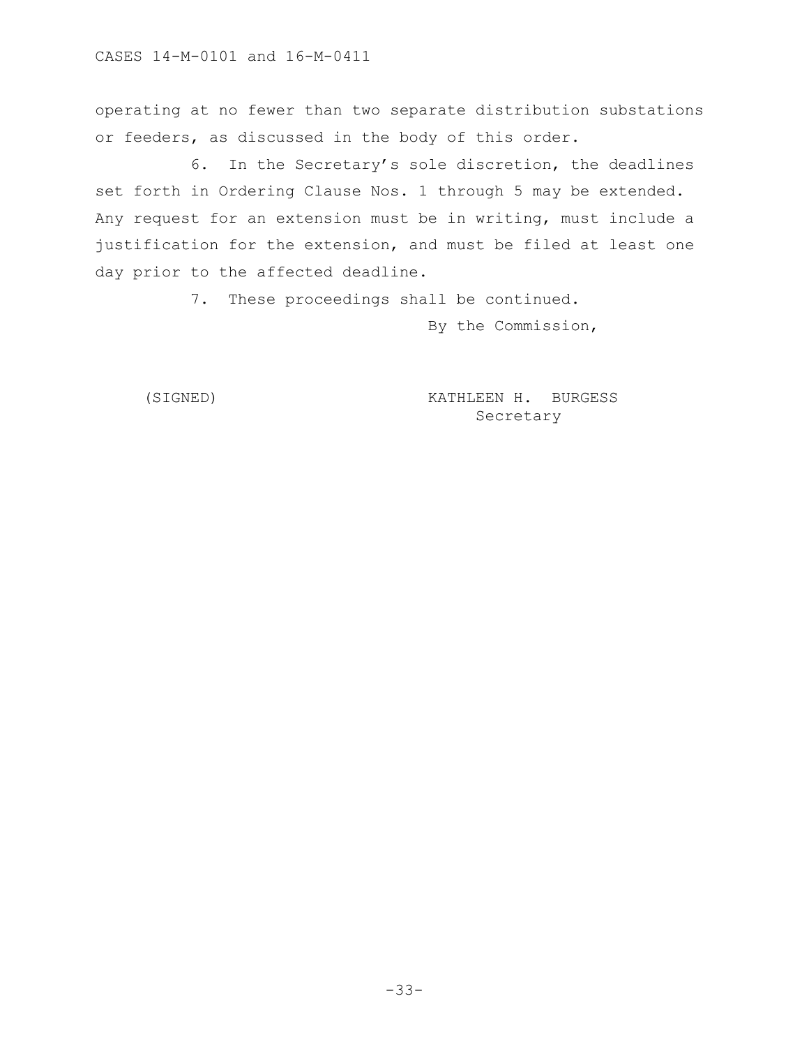operating at no fewer than two separate distribution substations or feeders, as discussed in the body of this order.

6. In the Secretary's sole discretion, the deadlines set forth in Ordering Clause Nos. 1 through 5 may be extended. Any request for an extension must be in writing, must include a justification for the extension, and must be filed at least one day prior to the affected deadline.

7. These proceedings shall be continued.

By the Commission,

(SIGNED) KATHLEEN H. BURGESS
Secretary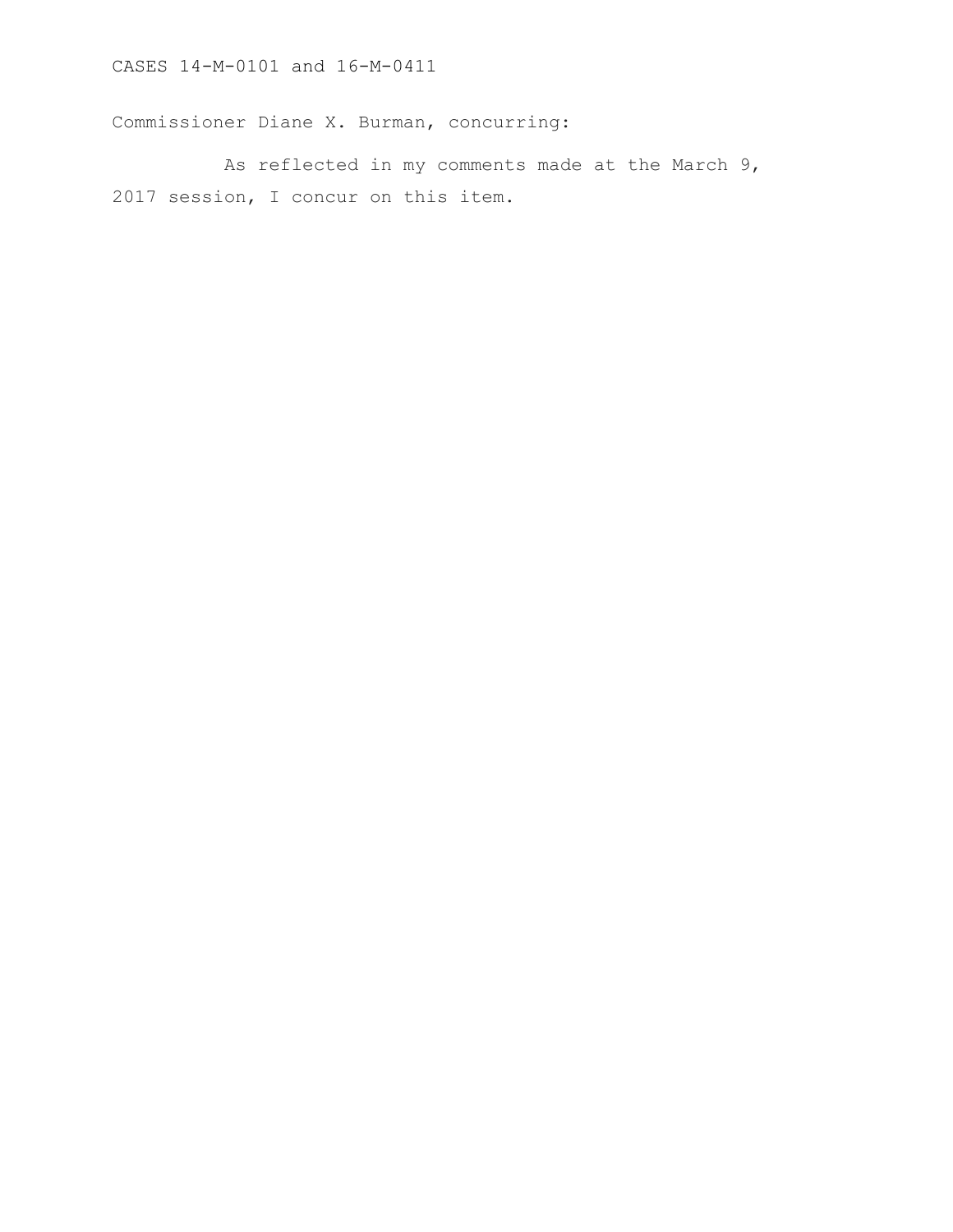CASES 14-M-0101 and 16-M-0411

Commissioner Diane X. Burman, concurring:

As reflected in my comments made at the March 9, 2017 session, I concur on this item.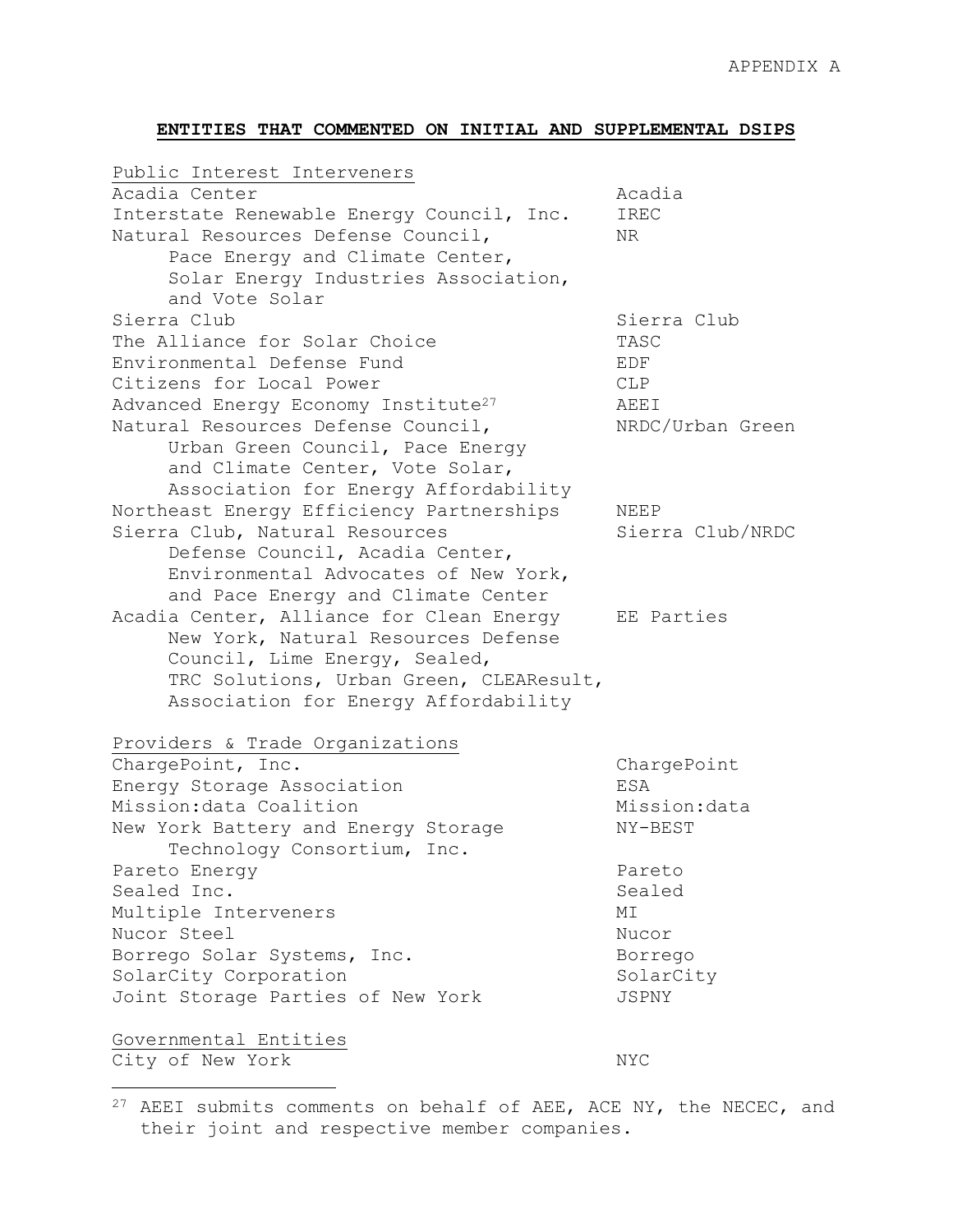APPENDIX A

**ENTITIES THAT COMMENTED ON INITIAL AND SUPPLEMENTAL DSIPS**

| Entity | Abbreviation |
|---|---|
| <u>Public Interest Interveners</u> | |
| Acadia Center | Acadia |
| Interstate Renewable Energy Council, Inc. | IREC |
| Natural Resources Defense Council, Pace Energy and Climate Center, Solar Energy Industries Association, and Vote Solar | NR |
| Sierra Club | Sierra Club |
| The Alliance for Solar Choice | TASC |
| Environmental Defense Fund | EDF |
| Citizens for Local Power | CLP |
| Advanced Energy Economy Institute[27] | AEEI |
| Natural Resources Defense Council, Urban Green Council, Pace Energy and Climate Center, Vote Solar, Association for Energy Affordability | NRDC/Urban Green |
| Northeast Energy Efficiency Partnerships | NEEP |
| Sierra Club, Natural Resources Defense Council, Acadia Center, Environmental Advocates of New York, and Pace Energy and Climate Center | Sierra Club/NRDC |
| Acadia Center, Alliance for Clean Energy New York, Natural Resources Defense Council, Lime Energy, Sealed, TRC Solutions, Urban Green, CLEAResult, Association for Energy Affordability | EE Parties |
| <u>Providers & Trade Organizations</u> | |
| ChargePoint, Inc. | ChargePoint |
| Energy Storage Association | ESA |
| Mission:data Coalition | Mission:data |
| New York Battery and Energy Storage Technology Consortium, Inc. | NY-BEST |
| Pareto Energy | Pareto |
| Sealed Inc. | Sealed |
| Multiple Interveners | MI |
| Nucor Steel | Nucor |
| Borrego Solar Systems, Inc. | Borrego |
| SolarCity Corporation | SolarCity |
| Joint Storage Parties of New York | JSPNY |
| <u>Governmental Entities</u> | |
| City of New York | NYC |

[27] AEEI submits comments on behalf of AEE, ACE NY, the NECEC, and their joint and respective member companies.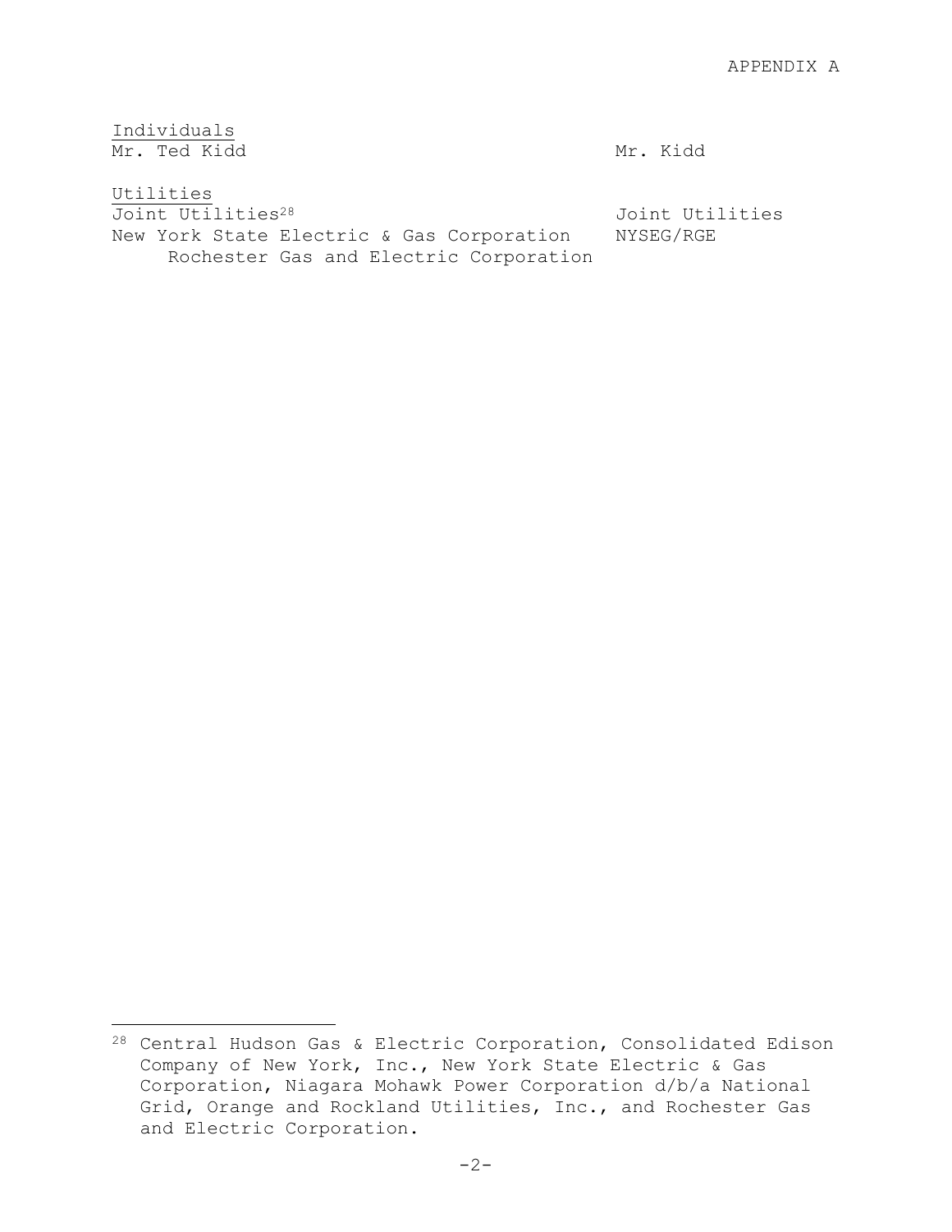Individuals

| | |
|---|---|
| Mr. Ted Kidd | Mr. Kidd |

Utilities

| | |
|---|---|
| Joint Utilities[28] | Joint Utilities |
| New York State Electric & Gas Corporation Rochester Gas and Electric Corporation | NYSEG/RGE |

[28] Central Hudson Gas & Electric Corporation, Consolidated Edison Company of New York, Inc., New York State Electric & Gas Corporation, Niagara Mohawk Power Corporation d/b/a National Grid, Orange and Rockland Utilities, Inc., and Rochester Gas and Electric Corporation.